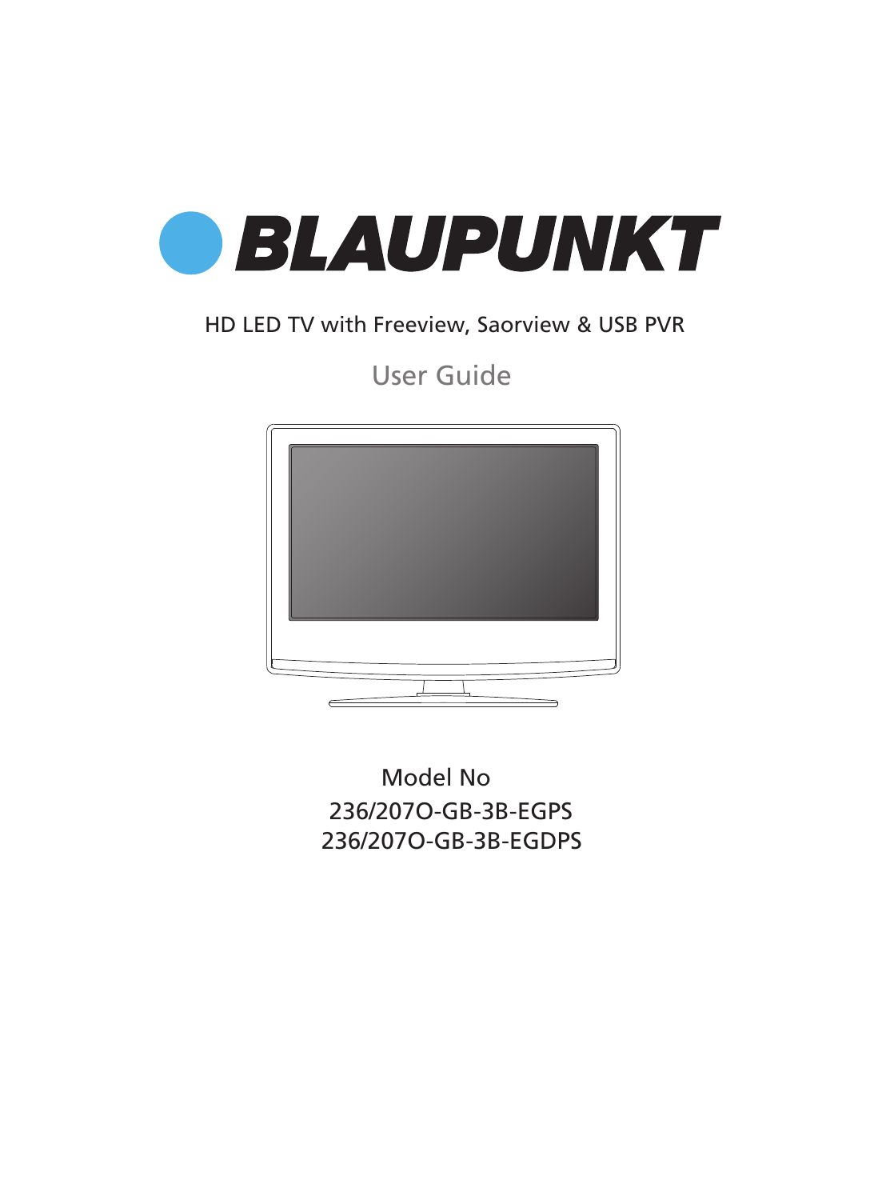# BLAUPUNKT

HD LED TV with Freeview, Saorview & USB PVR

## User Guide

Model No

236/207O-GB-3B-EGPS

236/207O-GB-3B-EGDPS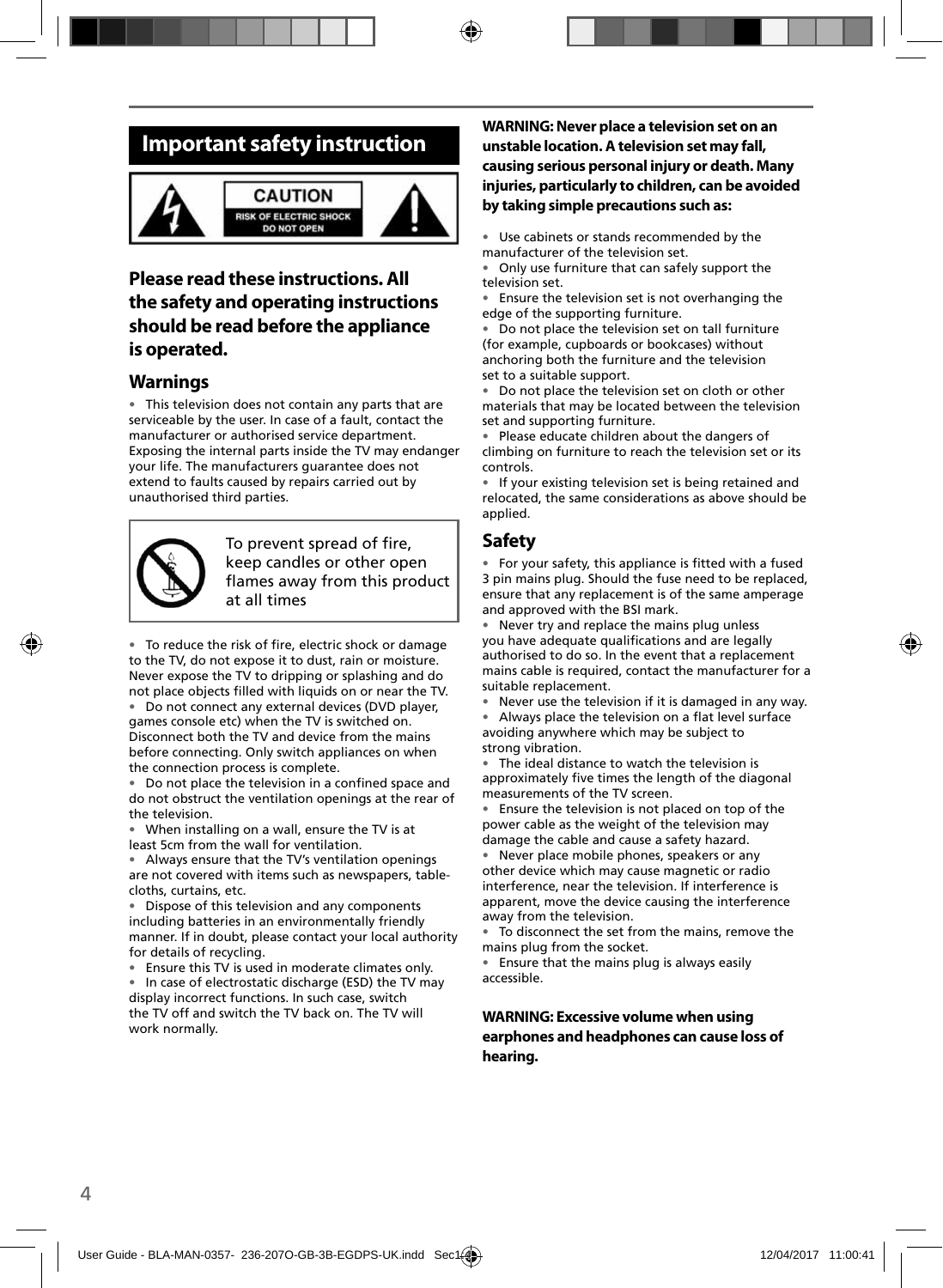# Important safety instruction

**CAUTION**
RISK OF ELECTRIC SHOCK
DO NOT OPEN

## Please read these instructions. All the safety and operating instructions should be read before the appliance is operated.

### Warnings

- This television does not contain any parts that are serviceable by the user. In case of a fault, contact the manufacturer or authorised service department. Exposing the internal parts inside the TV may endanger your life. The manufacturers guarantee does not extend to faults caused by repairs carried out by unauthorised third parties.

To prevent spread of fire, keep candles or other open flames away from this product at all times

- To reduce the risk of fire, electric shock or damage to the TV, do not expose it to dust, rain or moisture. Never expose the TV to dripping or splashing and do not place objects filled with liquids on or near the TV.
- Do not connect any external devices (DVD player, games console etc) when the TV is switched on. Disconnect both the TV and device from the mains before connecting. Only switch appliances on when the connection process is complete.
- Do not place the television in a confined space and do not obstruct the ventilation openings at the rear of the television.
- When installing on a wall, ensure the TV is at least 5cm from the wall for ventilation.
- Always ensure that the TV's ventilation openings are not covered with items such as newspapers, table-cloths, curtains, etc.
- Dispose of this television and any components including batteries in an environmentally friendly manner. If in doubt, please contact your local authority for details of recycling.
- Ensure this TV is used in moderate climates only.
- In case of electrostatic discharge (ESD) the TV may display incorrect functions. In such case, switch the TV off and switch the TV back on. The TV will work normally.

**WARNING: Never place a television set on an unstable location. A television set may fall, causing serious personal injury or death. Many injuries, particularly to children, can be avoided by taking simple precautions such as:**

- Use cabinets or stands recommended by the manufacturer of the television set.
- Only use furniture that can safely support the television set.
- Ensure the television set is not overhanging the edge of the supporting furniture.
- Do not place the television set on tall furniture (for example, cupboards or bookcases) without anchoring both the furniture and the television set to a suitable support.
- Do not place the television set on cloth or other materials that may be located between the television set and supporting furniture.
- Please educate children about the dangers of climbing on furniture to reach the television set or its controls.
- If your existing television set is being retained and relocated, the same considerations as above should be applied.

### Safety

- For your safety, this appliance is fitted with a fused 3 pin mains plug. Should the fuse need to be replaced, ensure that any replacement is of the same amperage and approved with the BSI mark.
- Never try and replace the mains plug unless you have adequate qualifications and are legally authorised to do so. In the event that a replacement mains cable is required, contact the manufacturer for a suitable replacement.
- Never use the television if it is damaged in any way.
- Always place the television on a flat level surface avoiding anywhere which may be subject to strong vibration.
- The ideal distance to watch the television is approximately five times the length of the diagonal measurements of the TV screen.
- Ensure the television is not placed on top of the power cable as the weight of the television may damage the cable and cause a safety hazard.
- Never place mobile phones, speakers or any other device which may cause magnetic or radio interference, near the television. If interference is apparent, move the device causing the interference away from the television.
- To disconnect the set from the mains, remove the mains plug from the socket.
- Ensure that the mains plug is always easily accessible.

**WARNING: Excessive volume when using earphones and headphones can cause loss of hearing.**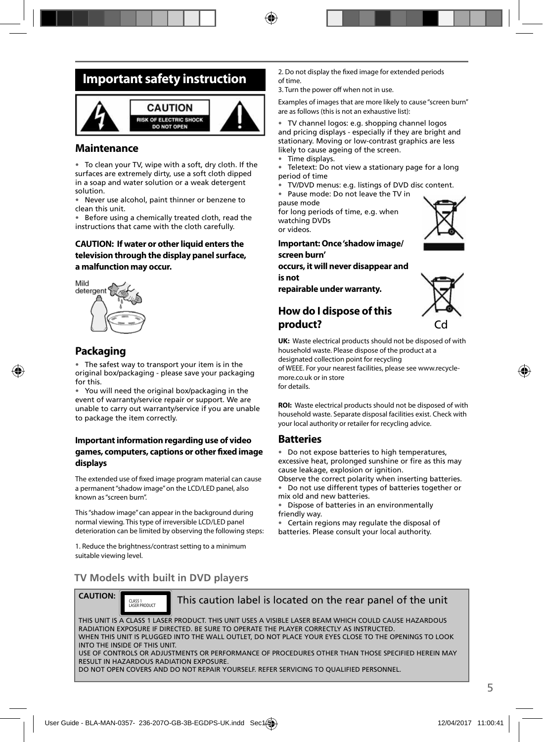# Important safety instruction

CAUTION
RISK OF ELECTRIC SHOCK
DO NOT OPEN

## Maintenance

- To clean your TV, wipe with a soft, dry cloth. If the surfaces are extremely dirty, use a soft cloth dipped in a soap and water solution or a weak detergent solution.
- Never use alcohol, paint thinner or benzene to clean this unit.
- Before using a chemically treated cloth, read the instructions that came with the cloth carefully.

**CAUTION: If water or other liquid enters the television through the display panel surface, a malfunction may occur.**

Mild detergent

## Packaging

- The safest way to transport your item is in the original box/packaging - please save your packaging for this.
- You will need the original box/packaging in the event of warranty/service repair or support. We are unable to carry out warranty/service if you are unable to package the item correctly.

### Important information regarding use of video games, computers, captions or other fixed image displays

The extended use of fixed image program material can cause a permanent "shadow image" on the LCD/LED panel, also known as "screen burn".

This "shadow image" can appear in the background during normal viewing. This type of irreversible LCD/LED panel deterioration can be limited by observing the following steps:

1. Reduce the brightness/contrast setting to a minimum suitable viewing level.
2. Do not display the fixed image for extended periods of time.
3. Turn the power off when not in use.

Examples of images that are more likely to cause "screen burn" are as follows (this is not an exhaustive list):

- TV channel logos: e.g. shopping channel logos and pricing displays - especially if they are bright and stationary. Moving or low-contrast graphics are less likely to cause ageing of the screen.
- Time displays.
- Teletext: Do not view a stationary page for a long period of time
- TV/DVD menus: e.g. listings of DVD disc content.
- Pause mode: Do not leave the TV in pause mode for long periods of time, e.g. when watching DVDs or videos.

**Important: Once 'shadow image/ screen burn' occurs, it will never disappear and is not repairable under warranty.**

## How do I dispose of this product?

Cd

**UK:** Waste electrical products should not be disposed of with household waste. Please dispose of the product at a designated collection point for recycling of WEEE. For your nearest facilities, please see www.recycle-more.co.uk or in store for details.

**ROI:** Waste electrical products should not be disposed of with household waste. Separate disposal facilities exist. Check with your local authority or retailer for recycling advice.

## Batteries

- Do not expose batteries to high temperatures, excessive heat, prolonged sunshine or fire as this may cause leakage, explosion or ignition.
Observe the correct polarity when inserting batteries.
- Do not use different types of batteries together or mix old and new batteries.
- Dispose of batteries in an environmentally friendly way.
- Certain regions may regulate the disposal of batteries. Please consult your local authority.

## TV Models with built in DVD players

**CAUTION:** CLASS 1 LASER PRODUCT — This caution label is located on the rear panel of the unit

THIS UNIT IS A CLASS 1 LASER PRODUCT. THIS UNIT USES A VISIBLE LASER BEAM WHICH COULD CAUSE HAZARDOUS RADIATION EXPOSURE IF DIRECTED. BE SURE TO OPERATE THE PLAYER CORRECTLY AS INSTRUCTED.
WHEN THIS UNIT IS PLUGGED INTO THE WALL OUTLET, DO NOT PLACE YOUR EYES CLOSE TO THE OPENINGS TO LOOK INTO THE INSIDE OF THIS UNIT.
USE OF CONTROLS OR ADJUSTMENTS OR PERFORMANCE OF PROCEDURES OTHER THAN THOSE SPECIFIED HEREIN MAY RESULT IN HAZARDOUS RADIATION EXPOSURE.
DO NOT OPEN COVERS AND DO NOT REPAIR YOURSELF. REFER SERVICING TO QUALIFIED PERSONNEL.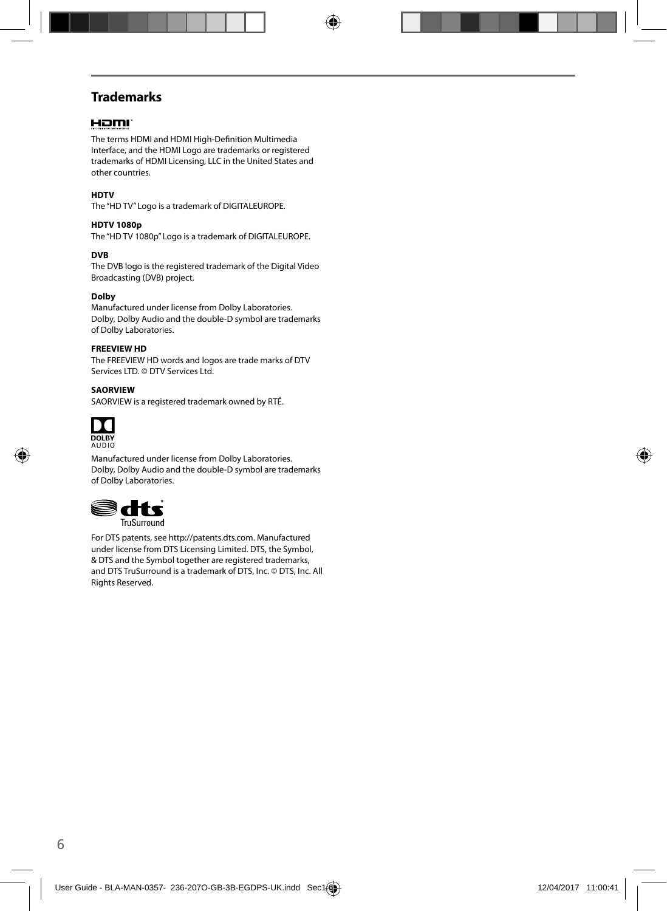## Trademarks

The terms HDMI and HDMI High-Definition Multimedia Interface, and the HDMI Logo are trademarks or registered trademarks of HDMI Licensing, LLC in the United States and other countries.

**HDTV**

The "HD TV" Logo is a trademark of DIGITALEUROPE.

**HDTV 1080p**

The "HD TV 1080p" Logo is a trademark of DIGITALEUROPE.

**DVB**

The DVB logo is the registered trademark of the Digital Video Broadcasting (DVB) project.

**Dolby**

Manufactured under license from Dolby Laboratories. Dolby, Dolby Audio and the double-D symbol are trademarks of Dolby Laboratories.

**FREEVIEW HD**

The FREEVIEW HD words and logos are trade marks of DTV Services LTD. © DTV Services Ltd.

**SAORVIEW**

SAORVIEW is a registered trademark owned by RTÉ.

Manufactured under license from Dolby Laboratories. Dolby, Dolby Audio and the double-D symbol are trademarks of Dolby Laboratories.

For DTS patents, see http://patents.dts.com. Manufactured under license from DTS Licensing Limited. DTS, the Symbol, & DTS and the Symbol together are registered trademarks, and DTS TruSurround is a trademark of DTS, Inc. © DTS, Inc. All Rights Reserved.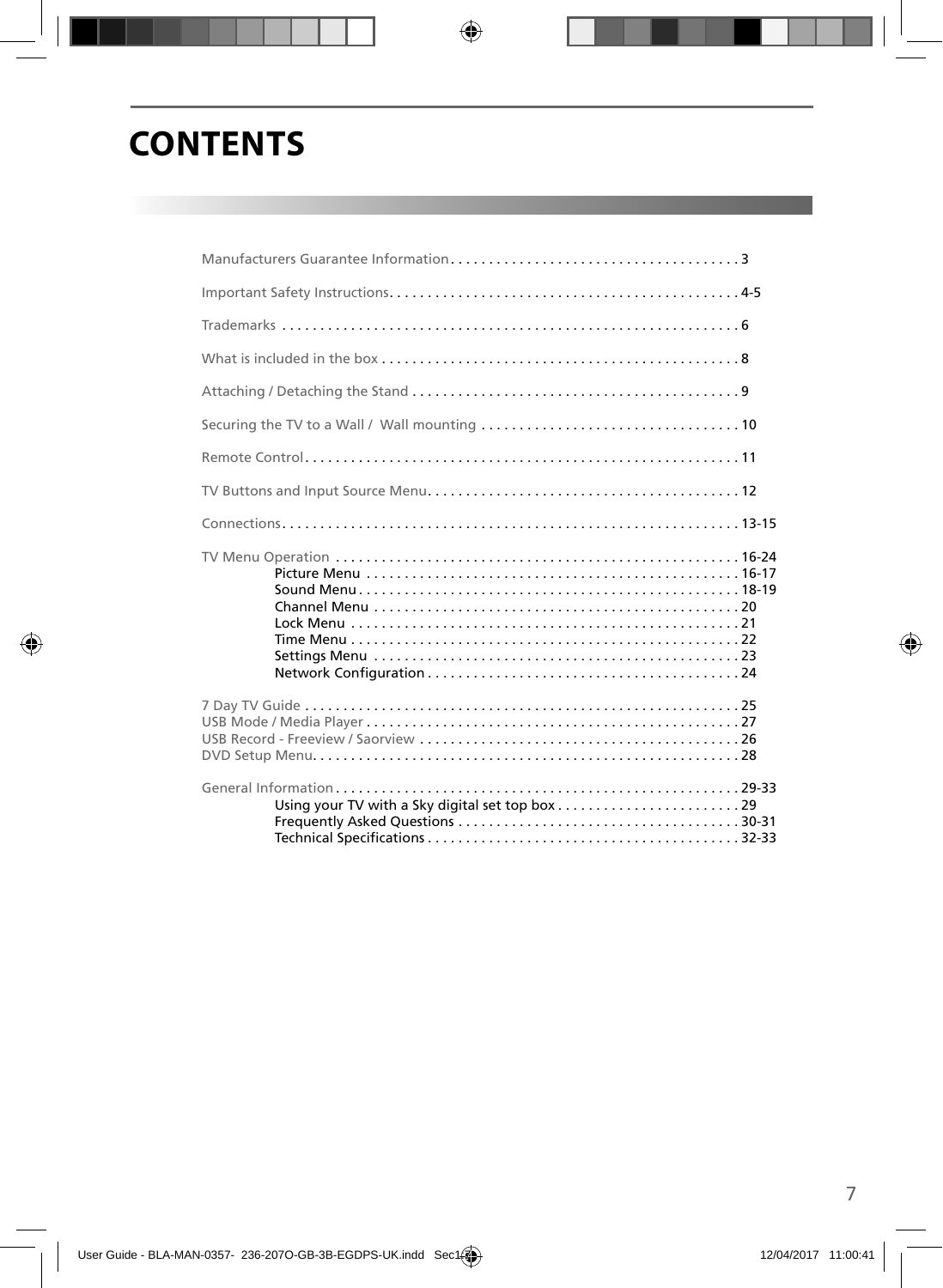# CONTENTS

Manufacturers Guarantee Information . . . . . . . . . . . . . . . . . . . . . . . . . . . . . . . . . . . . . . 3

Important Safety Instructions . . . . . . . . . . . . . . . . . . . . . . . . . . . . . . . . . . . . . . . . . . . . . 4-5

Trademarks . . . . . . . . . . . . . . . . . . . . . . . . . . . . . . . . . . . . . . . . . . . . . . . . . . . . . . . . . . . . 6

What is included in the box . . . . . . . . . . . . . . . . . . . . . . . . . . . . . . . . . . . . . . . . . . . . . . . 8

Attaching / Detaching the Stand . . . . . . . . . . . . . . . . . . . . . . . . . . . . . . . . . . . . . . . . . . . 9

Securing the TV to a Wall / Wall mounting . . . . . . . . . . . . . . . . . . . . . . . . . . . . . . . . . . 10

Remote Control . . . . . . . . . . . . . . . . . . . . . . . . . . . . . . . . . . . . . . . . . . . . . . . . . . . . . . . . . 11

TV Buttons and Input Source Menu . . . . . . . . . . . . . . . . . . . . . . . . . . . . . . . . . . . . . . . . . 12

Connections . . . . . . . . . . . . . . . . . . . . . . . . . . . . . . . . . . . . . . . . . . . . . . . . . . . . . . . . . . . 13-15

TV Menu Operation . . . . . . . . . . . . . . . . . . . . . . . . . . . . . . . . . . . . . . . . . . . . . . . . . . . . 16-24
- Picture Menu . . . . . . . . . . . . . . . . . . . . . . . . . . . . . . . . . . . . . . . . . . . . . . . . . 16-17
- Sound Menu . . . . . . . . . . . . . . . . . . . . . . . . . . . . . . . . . . . . . . . . . . . . . . . . . . 18-19
- Channel Menu . . . . . . . . . . . . . . . . . . . . . . . . . . . . . . . . . . . . . . . . . . . . . . . . . 20
- Lock Menu . . . . . . . . . . . . . . . . . . . . . . . . . . . . . . . . . . . . . . . . . . . . . . . . . . . . 21
- Time Menu . . . . . . . . . . . . . . . . . . . . . . . . . . . . . . . . . . . . . . . . . . . . . . . . . . . 22
- Settings Menu . . . . . . . . . . . . . . . . . . . . . . . . . . . . . . . . . . . . . . . . . . . . . . . . . 23
- Network Configuration . . . . . . . . . . . . . . . . . . . . . . . . . . . . . . . . . . . . . . . . . . 24

7 Day TV Guide . . . . . . . . . . . . . . . . . . . . . . . . . . . . . . . . . . . . . . . . . . . . . . . . . . . . . . . . . 25
USB Mode / Media Player . . . . . . . . . . . . . . . . . . . . . . . . . . . . . . . . . . . . . . . . . . . . . . . . . 27
USB Record - Freeview / Saorview . . . . . . . . . . . . . . . . . . . . . . . . . . . . . . . . . . . . . . . . . . 26
DVD Setup Menu . . . . . . . . . . . . . . . . . . . . . . . . . . . . . . . . . . . . . . . . . . . . . . . . . . . . . . . . 28

General Information . . . . . . . . . . . . . . . . . . . . . . . . . . . . . . . . . . . . . . . . . . . . . . . . . . . . 29-33
- Using your TV with a Sky digital set top box . . . . . . . . . . . . . . . . . . . . . . . . 29
- Frequently Asked Questions . . . . . . . . . . . . . . . . . . . . . . . . . . . . . . . . . . . . . 30-31
- Technical Specifications . . . . . . . . . . . . . . . . . . . . . . . . . . . . . . . . . . . . . . . . . 32-33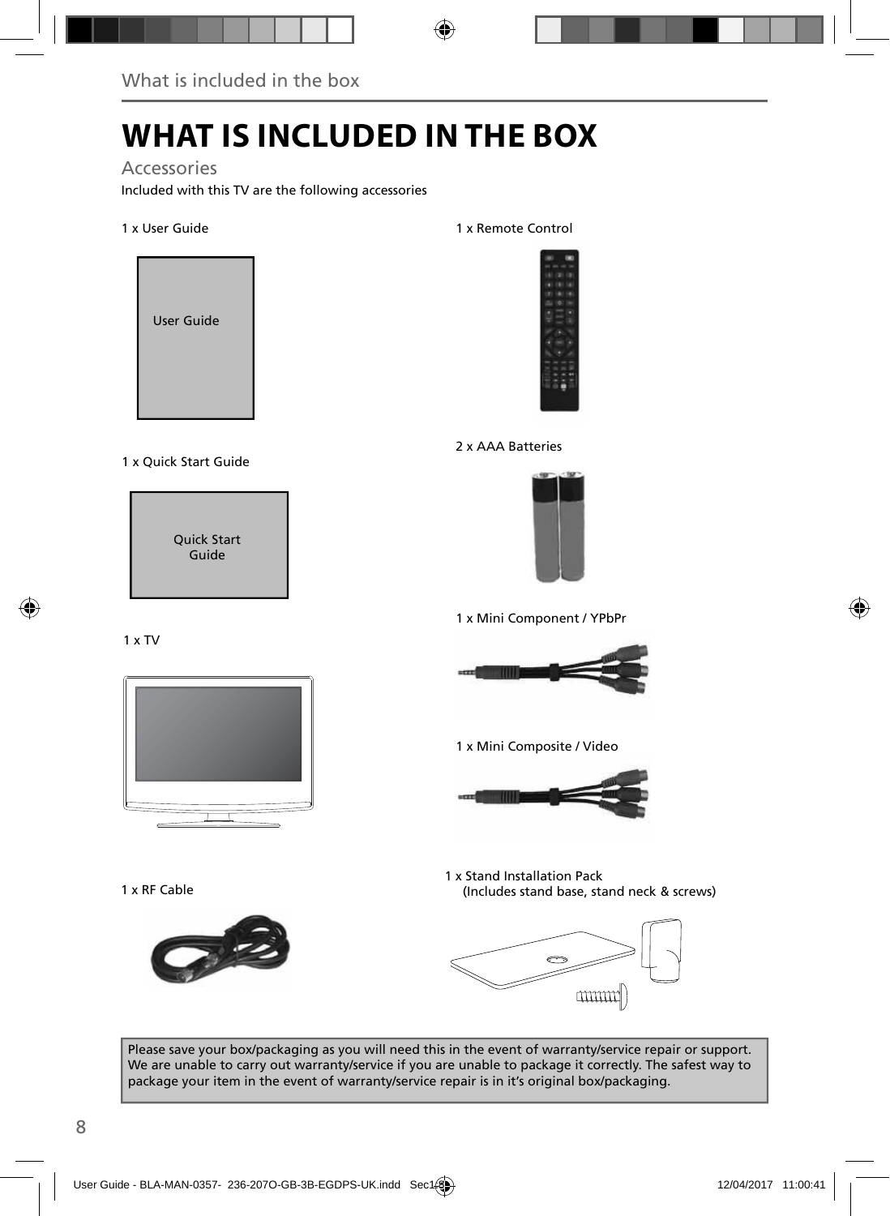# WHAT IS INCLUDED IN THE BOX

## Accessories

Included with this TV are the following accessories

1 x User Guide

User Guide

1 x Remote Control

2 x AAA Batteries

1 x Quick Start Guide

Quick Start Guide

1 x Mini Component / YPbPr

1 x TV

1 x Mini Composite / Video

1 x Stand Installation Pack
(Includes stand base, stand neck & screws)

1 x RF Cable

Please save your box/packaging as you will need this in the event of warranty/service repair or support. We are unable to carry out warranty/service if you are unable to package it correctly. The safest way to package your item in the event of warranty/service repair is in it's original box/packaging.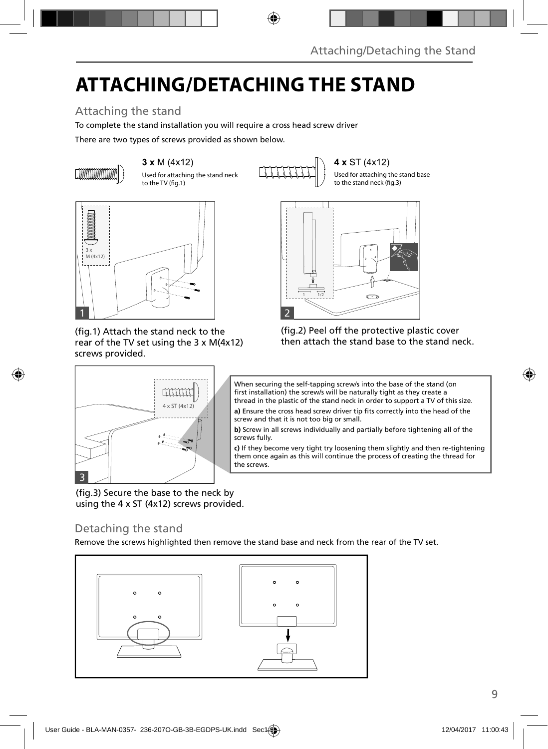# ATTACHING/DETACHING THE STAND

## Attaching the stand

To complete the stand installation you will require a cross head screw driver

There are two types of screws provided as shown below.

**3 x** M (4x12)

Used for attaching the stand neck to the TV (fig.1)

**4 x** ST (4x12)

Used for attaching the stand base to the stand neck (fig.3)

(fig.1) Attach the stand neck to the rear of the TV set using the 3 x M(4x12) screws provided.

(fig.2) Peel off the protective plastic cover then attach the stand base to the stand neck.

When securing the self-tapping screw/s into the base of the stand (on first installation) the screw/s will be naturally tight as they create a thread in the plastic of the stand neck in order to support a TV of this size.

**a)** Ensure the cross head screw driver tip fits correctly into the head of the screw and that it is not too big or small.

**b)** Screw in all screws individually and partially before tightening all of the screws fully.

**c)** If they become very tight try loosening them slightly and then re-tightening them once again as this will continue the process of creating the thread for the screws.

(fig.3) Secure the base to the neck by using the 4 x ST (4x12) screws provided.

## Detaching the stand

Remove the screws highlighted then remove the stand base and neck from the rear of the TV set.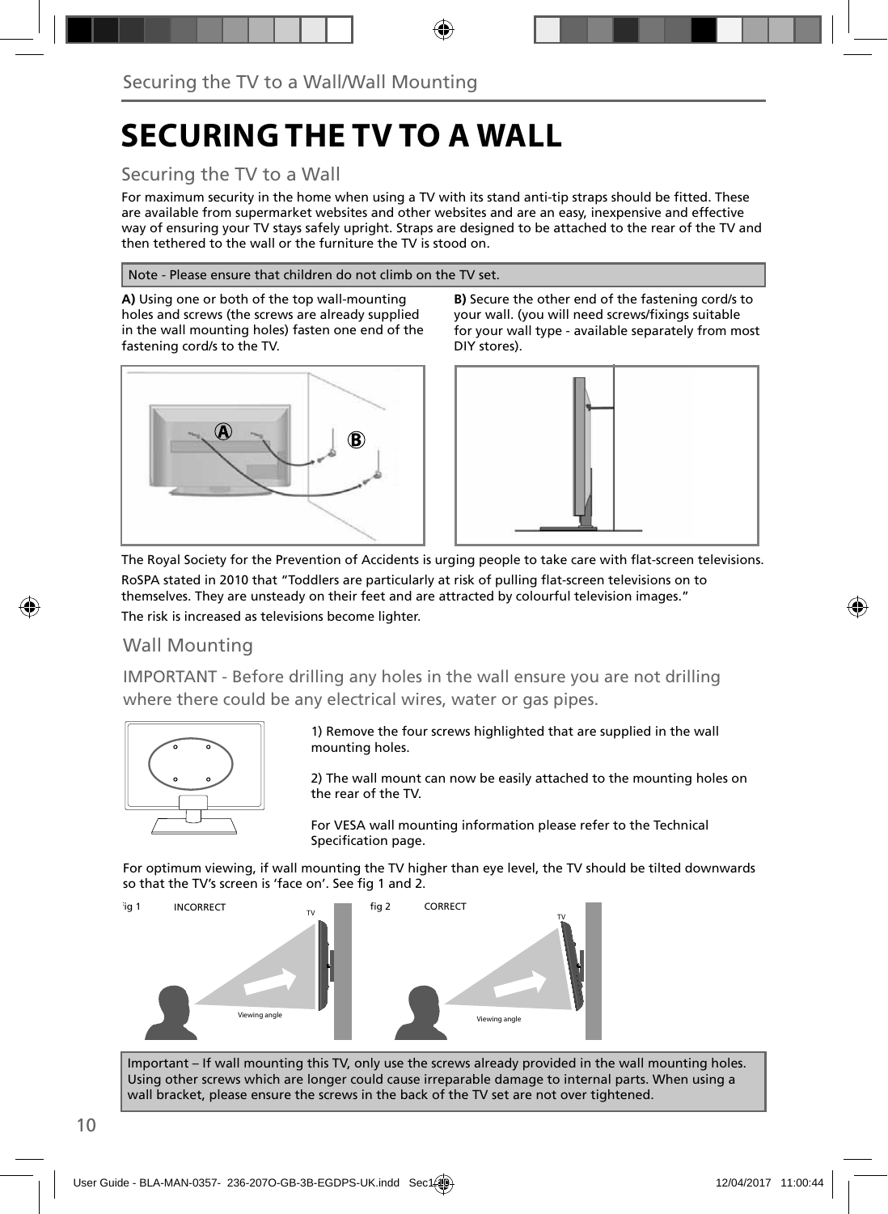# SECURING THE TV TO A WALL

## Securing the TV to a Wall

For maximum security in the home when using a TV with its stand anti-tip straps should be fitted. These are available from supermarket websites and other websites and are an easy, inexpensive and effective way of ensuring your TV stays safely upright. Straps are designed to be attached to the rear of the TV and then tethered to the wall or the furniture the TV is stood on.

Note - Please ensure that children do not climb on the TV set.

**A)** Using one or both of the top wall-mounting holes and screws (the screws are already supplied in the wall mounting holes) fasten one end of the fastening cord/s to the TV.

**B)** Secure the other end of the fastening cord/s to your wall. (you will need screws/fixings suitable for your wall type - available separately from most DIY stores).

The Royal Society for the Prevention of Accidents is urging people to take care with flat-screen televisions.

RoSPA stated in 2010 that "Toddlers are particularly at risk of pulling flat-screen televisions on to themselves. They are unsteady on their feet and are attracted by colourful television images."

The risk is increased as televisions become lighter.

## Wall Mounting

IMPORTANT - Before drilling any holes in the wall ensure you are not drilling where there could be any electrical wires, water or gas pipes.

1) Remove the four screws highlighted that are supplied in the wall mounting holes.

2) The wall mount can now be easily attached to the mounting holes on the rear of the TV.

For VESA wall mounting information please refer to the Technical Specification page.

For optimum viewing, if wall mounting the TV higher than eye level, the TV should be tilted downwards so that the TV's screen is 'face on'. See fig 1 and 2.

fig 1 INCORRECT

fig 2 CORRECT

Important – If wall mounting this TV, only use the screws already provided in the wall mounting holes. Using other screws which are longer could cause irreparable damage to internal parts. When using a wall bracket, please ensure the screws in the back of the TV set are not over tightened.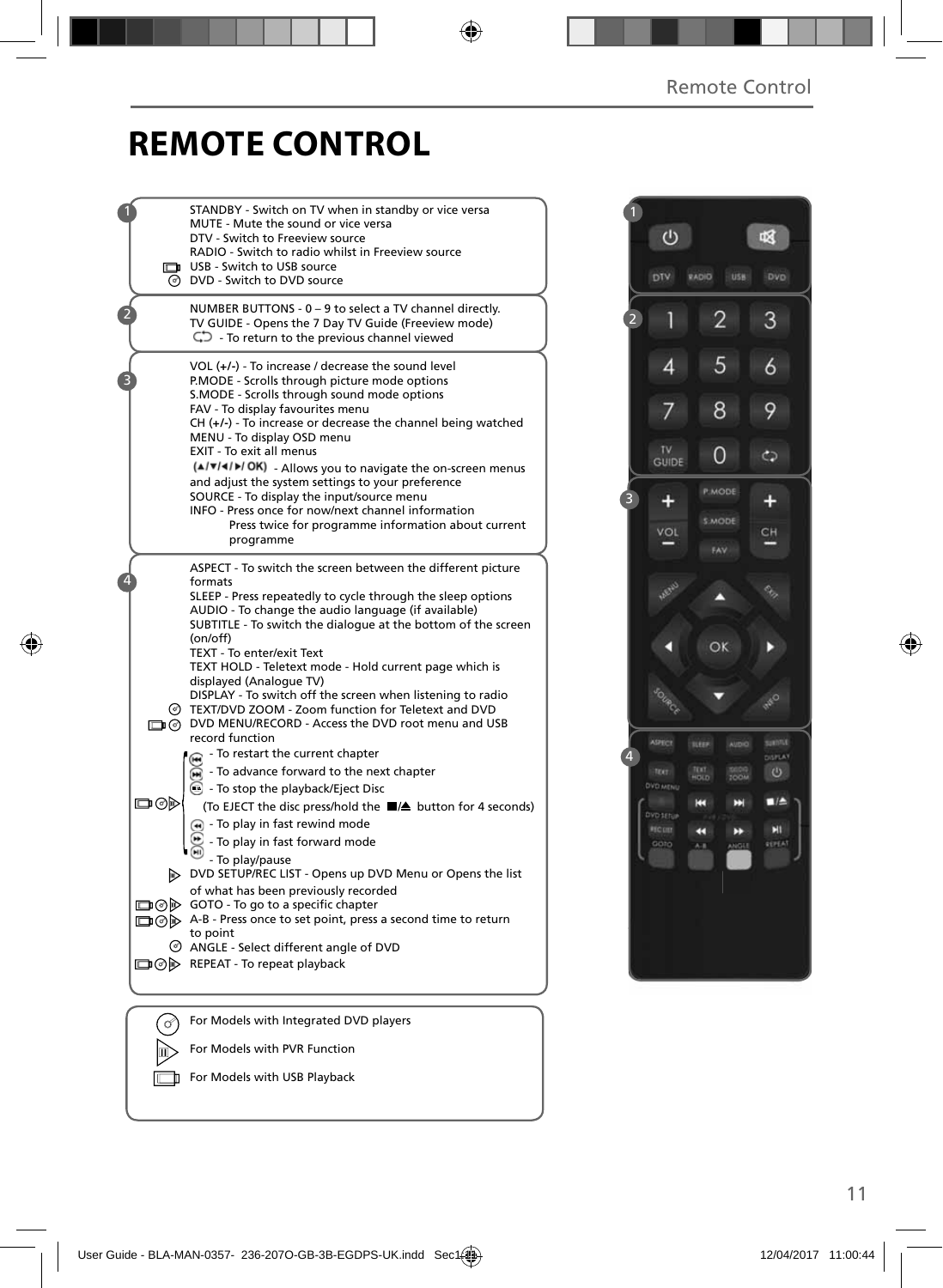# REMOTE CONTROL

**1**

STANDBY - Switch on TV when in standby or vice versa
MUTE - Mute the sound or vice versa
DTV - Switch to Freeview source
RADIO - Switch to radio whilst in Freeview source
USB - Switch to USB source
DVD - Switch to DVD source

**2**

NUMBER BUTTONS - 0 – 9 to select a TV channel directly.
TV GUIDE - Opens the 7 Day TV Guide (Freeview mode)
- To return to the previous channel viewed

**3**

VOL (+/-) - To increase / decrease the sound level
P.MODE - Scrolls through picture mode options
S.MODE - Scrolls through sound mode options
FAV - To display favourites menu
CH (+/-) - To increase or decrease the channel being watched
MENU - To display OSD menu
EXIT - To exit all menus
(▲/▼/◄/►/ OK) - Allows you to navigate the on-screen menus and adjust the system settings to your preference
SOURCE - To display the input/source menu
INFO - Press once for now/next channel information
Press twice for programme information about current programme

**4**

ASPECT - To switch the screen between the different picture formats
SLEEP - Press repeatedly to cycle through the sleep options
AUDIO - To change the audio language (if available)
SUBTITLE - To switch the dialogue at the bottom of the screen (on/off)
TEXT - To enter/exit Text
TEXT HOLD - Teletext mode - Hold current page which is displayed (Analogue TV)
DISPLAY - To switch off the screen when listening to radio
TEXT/DVD ZOOM - Zoom function for Teletext and DVD
DVD MENU/RECORD - Access the DVD root menu and USB record function
- To restart the current chapter
- To advance forward to the next chapter
- To stop the playback/Eject Disc
(To EJECT the disc press/hold the ■/⏏ button for 4 seconds)
- To play in fast rewind mode
- To play in fast forward mode
- To play/pause
DVD SETUP/REC LIST - Opens up DVD Menu or Opens the list of what has been previously recorded
GOTO - To go to a specific chapter
A-B - Press once to set point, press a second time to return to point
ANGLE - Select different angle of DVD
REPEAT - To repeat playback

For Models with Integrated DVD players
For Models with PVR Function
For Models with USB Playback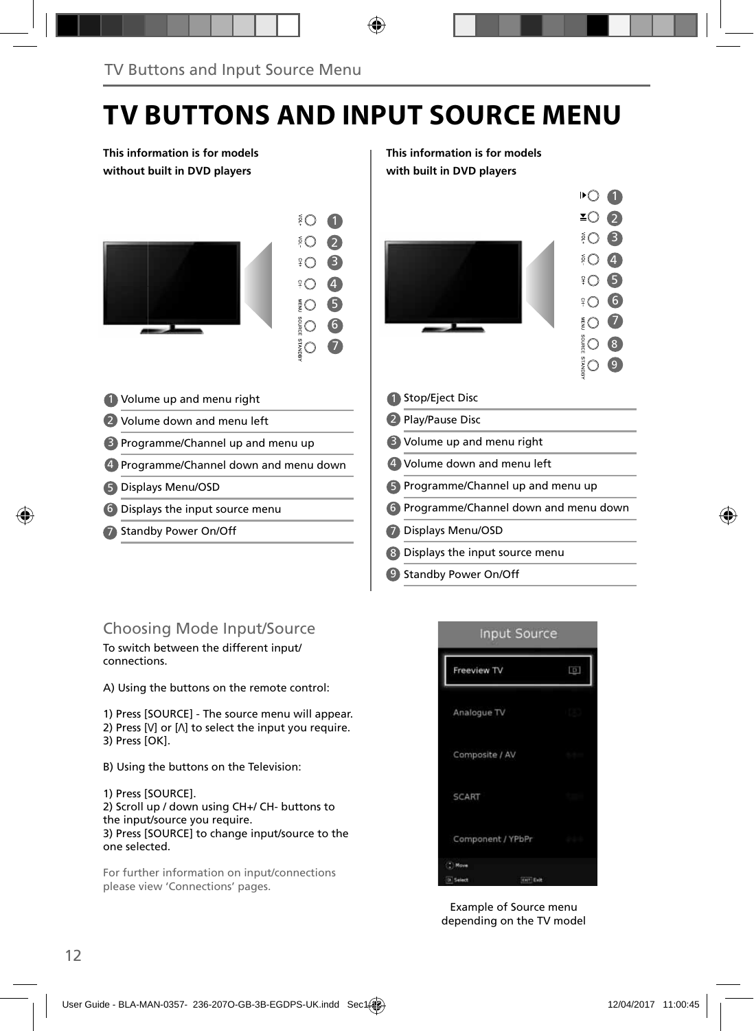# TV BUTTONS AND INPUT SOURCE MENU

**This information is for models without built in DVD players**

1. Volume up and menu right
2. Volume down and menu left
3. Programme/Channel up and menu up
4. Programme/Channel down and menu down
5. Displays Menu/OSD
6. Displays the input source menu
7. Standby Power On/Off

**This information is for models with built in DVD players**

1. Stop/Eject Disc
2. Play/Pause Disc
3. Volume up and menu right
4. Volume down and menu left
5. Programme/Channel up and menu up
6. Programme/Channel down and menu down
7. Displays Menu/OSD
8. Displays the input source menu
9. Standby Power On/Off

## Choosing Mode Input/Source

To switch between the different input/ connections.

A) Using the buttons on the remote control:

1) Press [SOURCE] - The source menu will appear.
2) Press [V] or [Λ] to select the input you require.
3) Press [OK].

B) Using the buttons on the Television:

1) Press [SOURCE].
2) Scroll up / down using CH+/ CH- buttons to the input/source you require.
3) Press [SOURCE] to change input/source to the one selected.

For further information on input/connections please view 'Connections' pages.

Input Source

- Freeview TV
- Analogue TV
- Composite / AV
- SCART
- Component / YPbPr

Move
Select Exit

Example of Source menu depending on the TV model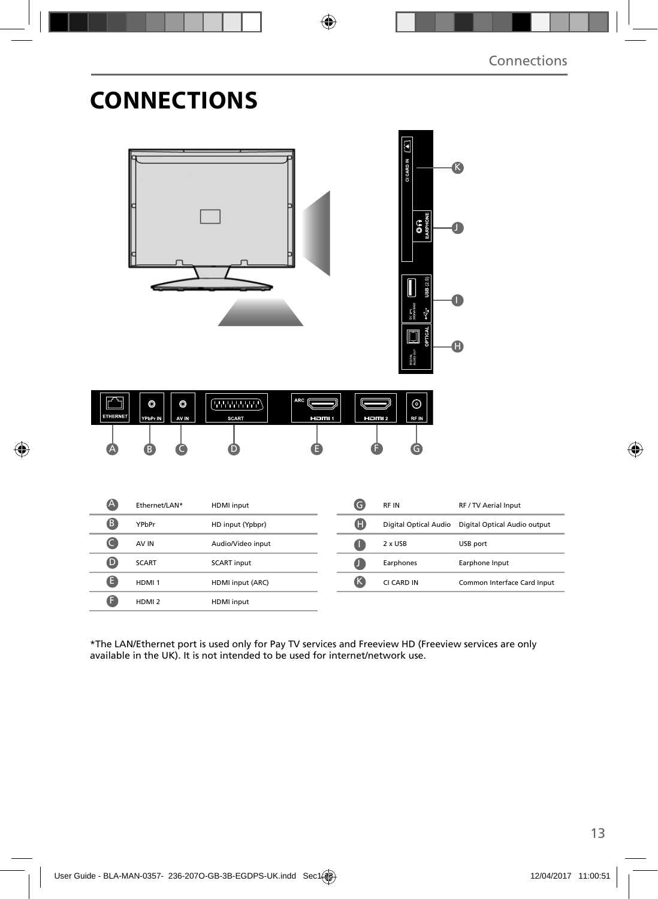# CONNECTIONS

| | | | | | | |
|---|---|---|---|---|---|---|
| A | Ethernet/LAN* | HDMI input | | G | RF IN | RF / TV Aerial Input |
| B | YPbPr | HD input (Ypbpr) | | H | Digital Optical Audio | Digital Optical Audio output |
| C | AV IN | Audio/Video input | | I | 2 x USB | USB port |
| D | SCART | SCART input | | J | Earphones | Earphone Input |
| E | HDMI 1 | HDMI input (ARC) | | K | CI CARD IN | Common Interface Card Input |
| F | HDMI 2 | HDMI input | | | | |

*The LAN/Ethernet port is used only for Pay TV services and Freeview HD (Freeview services are only available in the UK). It is not intended to be used for internet/network use.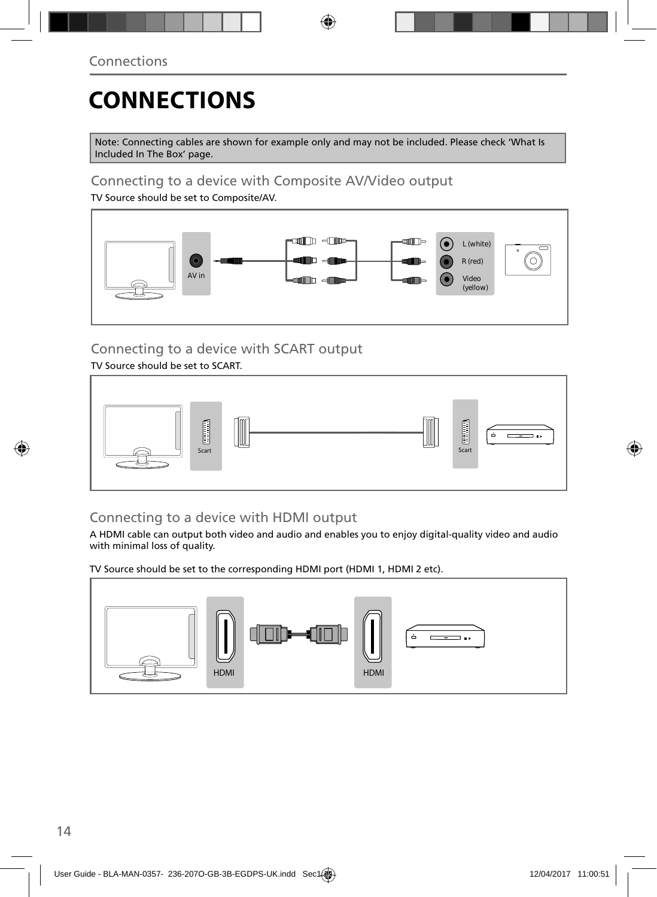# CONNECTIONS

Note: Connecting cables are shown for example only and may not be included. Please check 'What Is Included In The Box' page.

## Connecting to a device with Composite AV/Video output

TV Source should be set to Composite/AV.

AV in

L (white)

R (red)

Video (yellow)

## Connecting to a device with SCART output

TV Source should be set to SCART.

Scart

Scart

## Connecting to a device with HDMI output

A HDMI cable can output both video and audio and enables you to enjoy digital-quality video and audio with minimal loss of quality.

TV Source should be set to the corresponding HDMI port (HDMI 1, HDMI 2 etc).

HDMI

HDMI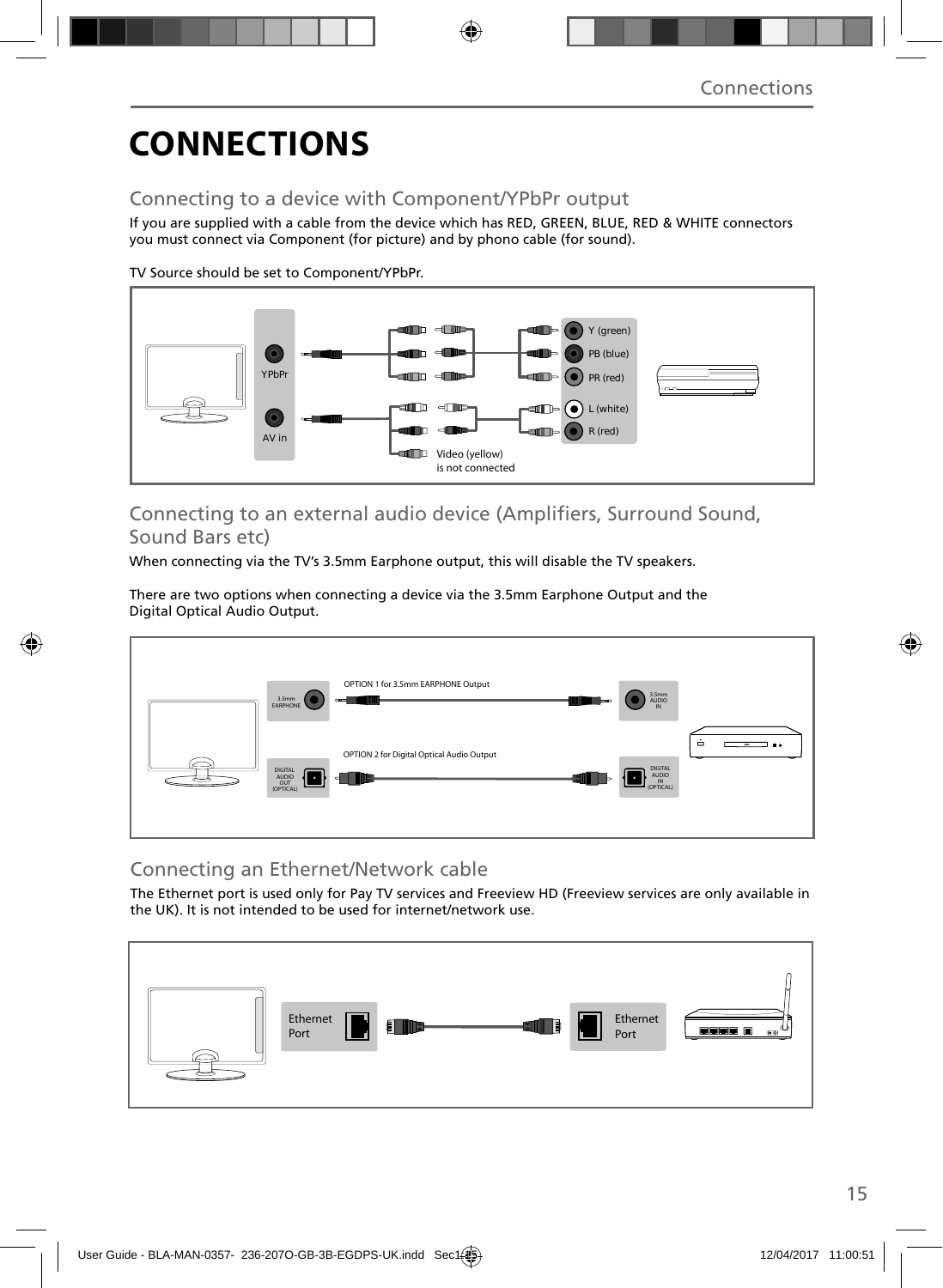# CONNECTIONS

## Connecting to a device with Component/YPbPr output

If you are supplied with a cable from the device which has RED, GREEN, BLUE, RED & WHITE connectors you must connect via Component (for picture) and by phono cable (for sound).

TV Source should be set to Component/YPbPr.

YPbPr

AV in

Y (green)

PB (blue)

PR (red)

L (white)

R (red)

Video (yellow) is not connected

## Connecting to an external audio device (Amplifiers, Surround Sound, Sound Bars etc)

When connecting via the TV's 3.5mm Earphone output, this will disable the TV speakers.

There are two options when connecting a device via the 3.5mm Earphone Output and the Digital Optical Audio Output.

OPTION 1 for 3.5mm EARPHONE Output

3.5mm EARPHONE

3.5mm AUDIO IN

OPTION 2 for Digital Optical Audio Output

DIGITAL AUDIO OUT (OPTICAL)

DIGITAL AUDIO IN (OPTICAL)

## Connecting an Ethernet/Network cable

The Ethernet port is used only for Pay TV services and Freeview HD (Freeview services are only available in the UK). It is not intended to be used for internet/network use.

Ethernet Port

Ethernet Port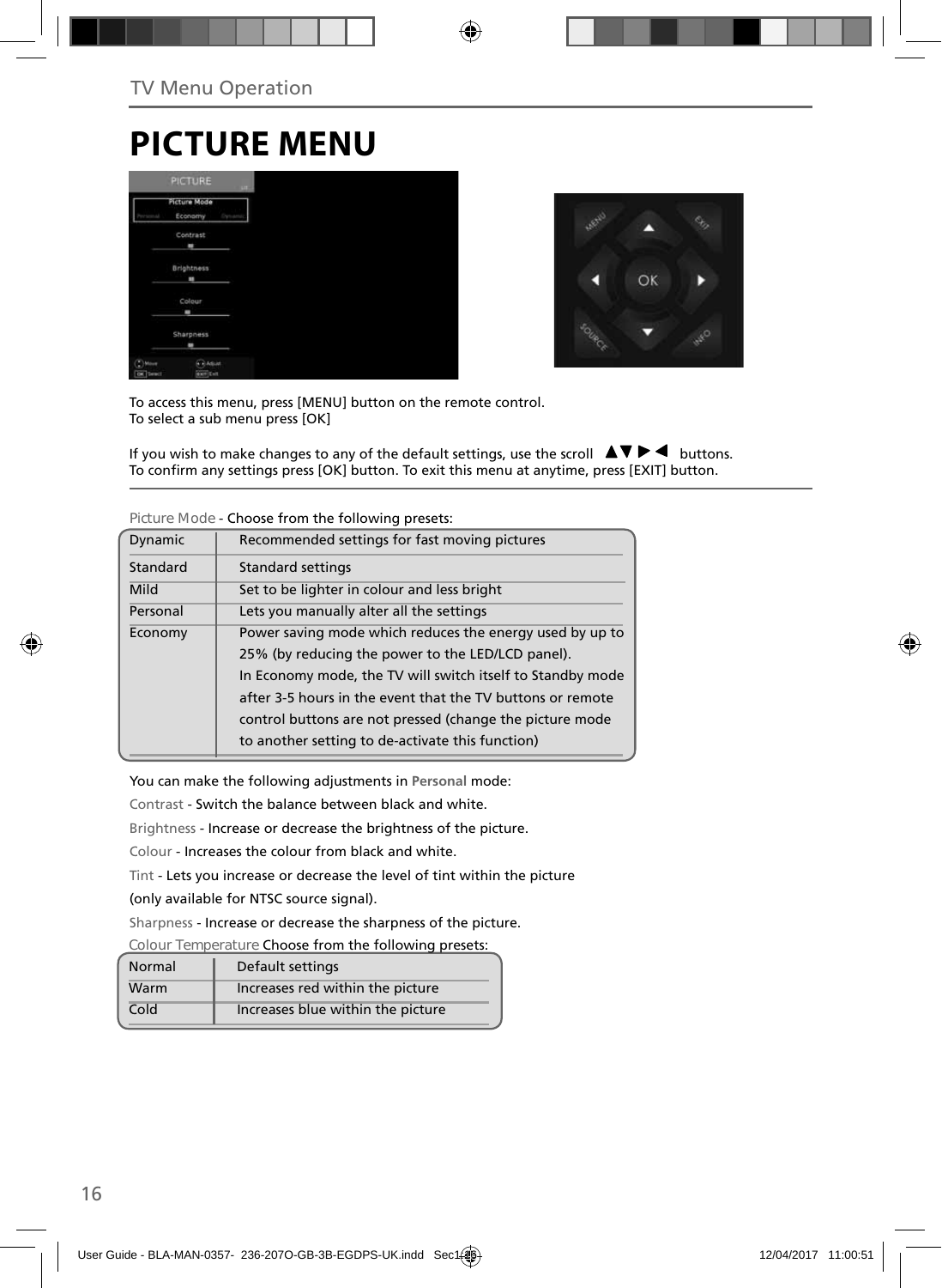# PICTURE MENU

To access this menu, press [MENU] button on the remote control.
To select a sub menu press [OK]

If you wish to make changes to any of the default settings, use the scroll ▲▼▶◀ buttons.
To confirm any settings press [OK] button. To exit this menu at anytime, press [EXIT] button.

Picture Mode - Choose from the following presets:

| | |
|---|---|
| Dynamic | Recommended settings for fast moving pictures |
| Standard | Standard settings |
| Mild | Set to be lighter in colour and less bright |
| Personal | Lets you manually alter all the settings |
| Economy | Power saving mode which reduces the energy used by up to 25% (by reducing the power to the LED/LCD panel). In Economy mode, the TV will switch itself to Standby mode after 3-5 hours in the event that the TV buttons or remote control buttons are not pressed (change the picture mode to another setting to de-activate this function) |

You can make the following adjustments in **Personal** mode:

Contrast - Switch the balance between black and white.

Brightness - Increase or decrease the brightness of the picture.

Colour - Increases the colour from black and white.

Tint - Lets you increase or decrease the level of tint within the picture (only available for NTSC source signal).

Sharpness - Increase or decrease the sharpness of the picture.

Colour Temperature Choose from the following presets:

| | |
|---|---|
| Normal | Default settings |
| Warm | Increases red within the picture |
| Cold | Increases blue within the picture |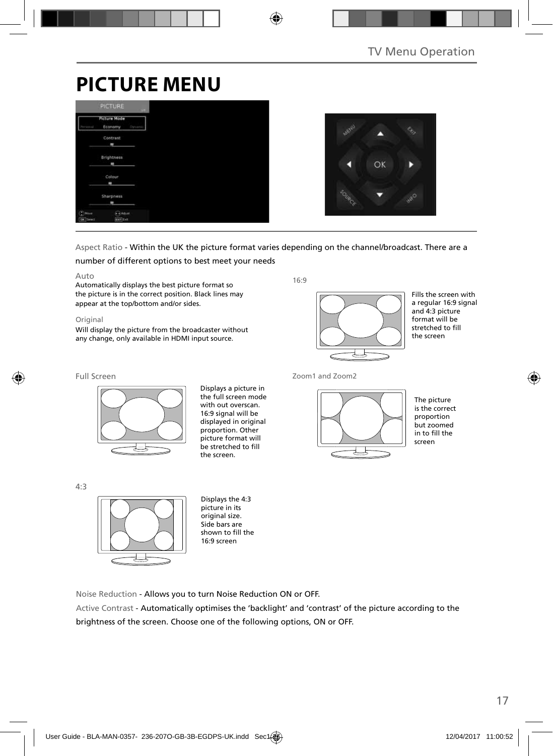# PICTURE MENU

Aspect Ratio - Within the UK the picture format varies depending on the channel/broadcast. There are a number of different options to best meet your needs

Auto
Automatically displays the best picture format so the picture is in the correct position. Black lines may appear at the top/bottom and/or sides.

Original
Will display the picture from the broadcaster without any change, only available in HDMI input source.

16:9
Fills the screen with a regular 16:9 signal and 4:3 picture format will be stretched to fill the screen

Full Screen
Displays a picture in the full screen mode with out overscan. 16:9 signal will be displayed in original proportion. Other picture format will be stretched to fill the screen.

Zoom1 and Zoom2
The picture is the correct proportion but zoomed in to fill the screen

4:3
Displays the 4:3 picture in its original size. Side bars are shown to fill the 16:9 screen

Noise Reduction - Allows you to turn Noise Reduction ON or OFF.

Active Contrast - Automatically optimises the 'backlight' and 'contrast' of the picture according to the brightness of the screen. Choose one of the following options, ON or OFF.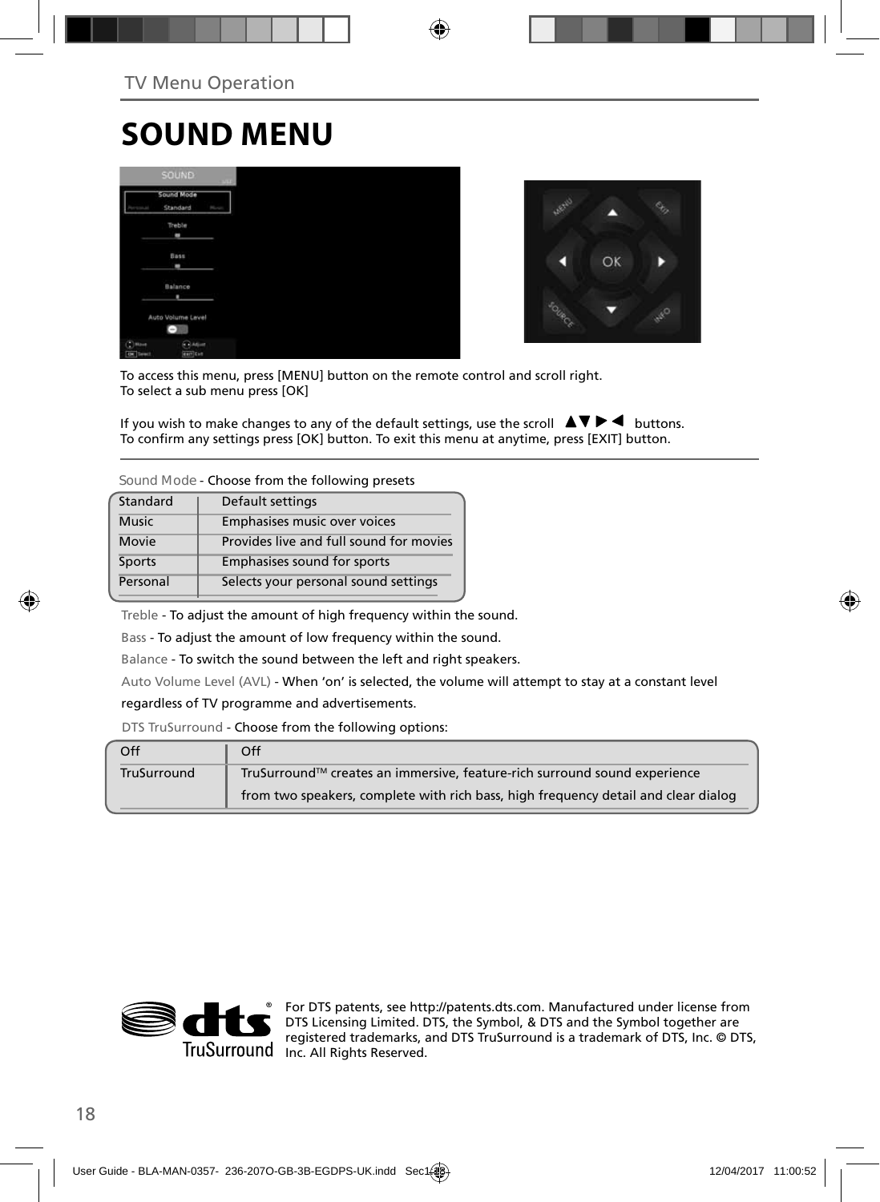TV Menu Operation

# SOUND MENU

To access this menu, press [MENU] button on the remote control and scroll right.
To select a sub menu press [OK]

If you wish to make changes to any of the default settings, use the scroll ▲▼ ▶ ◀ buttons.
To confirm any settings press [OK] button. To exit this menu at anytime, press [EXIT] button.

Sound Mode - Choose from the following presets

| | |
|---|---|
| Standard | Default settings |
| Music | Emphasises music over voices |
| Movie | Provides live and full sound for movies |
| Sports | Emphasises sound for sports |
| Personal | Selects your personal sound settings |

Treble - To adjust the amount of high frequency within the sound.

Bass - To adjust the amount of low frequency within the sound.

Balance - To switch the sound between the left and right speakers.

Auto Volume Level (AVL) - When 'on' is selected, the volume will attempt to stay at a constant level regardless of TV programme and advertisements.

DTS TruSurround - Choose from the following options:

| | |
|---|---|
| Off | Off |
| TruSurround | TruSurround™ creates an immersive, feature-rich surround sound experience from two speakers, complete with rich bass, high frequency detail and clear dialog |

For DTS patents, see http://patents.dts.com. Manufactured under license from DTS Licensing Limited. DTS, the Symbol, & DTS and the Symbol together are registered trademarks, and DTS TruSurround is a trademark of DTS, Inc. © DTS, Inc. All Rights Reserved.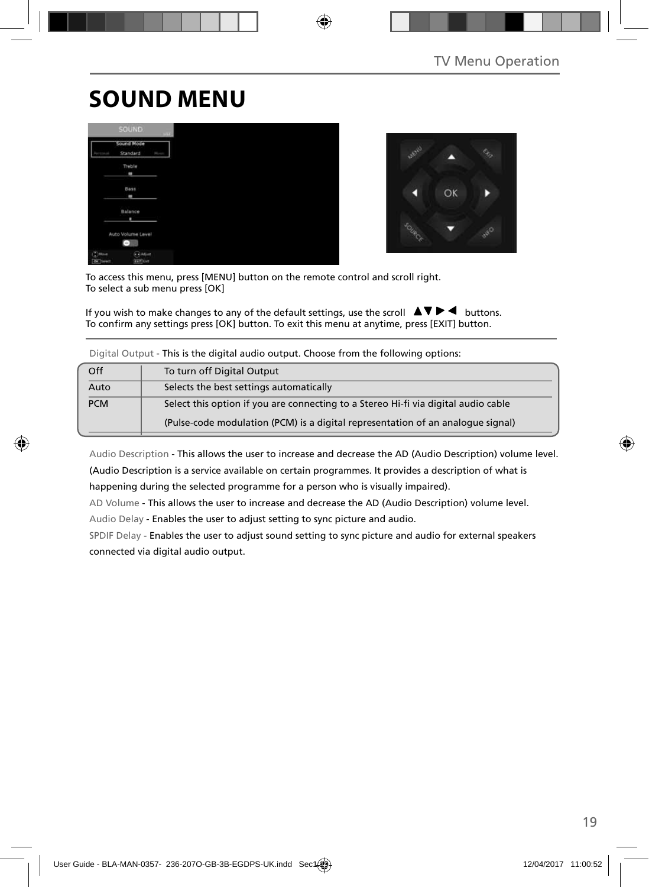# SOUND MENU

To access this menu, press [MENU] button on the remote control and scroll right.
To select a sub menu press [OK]

If you wish to make changes to any of the default settings, use the scroll ▲▼▶◀ buttons.
To confirm any settings press [OK] button. To exit this menu at anytime, press [EXIT] button.

Digital Output - This is the digital audio output. Choose from the following options:

| | |
|---|---|
| Off | To turn off Digital Output |
| Auto | Selects the best settings automatically |
| PCM | Select this option if you are connecting to a Stereo Hi-fi via digital audio cable (Pulse-code modulation (PCM) is a digital representation of an analogue signal) |

Audio Description - This allows the user to increase and decrease the AD (Audio Description) volume level. (Audio Description is a service available on certain programmes. It provides a description of what is happening during the selected programme for a person who is visually impaired).

AD Volume - This allows the user to increase and decrease the AD (Audio Description) volume level.

Audio Delay - Enables the user to adjust setting to sync picture and audio.

SPDIF Delay - Enables the user to adjust sound setting to sync picture and audio for external speakers connected via digital audio output.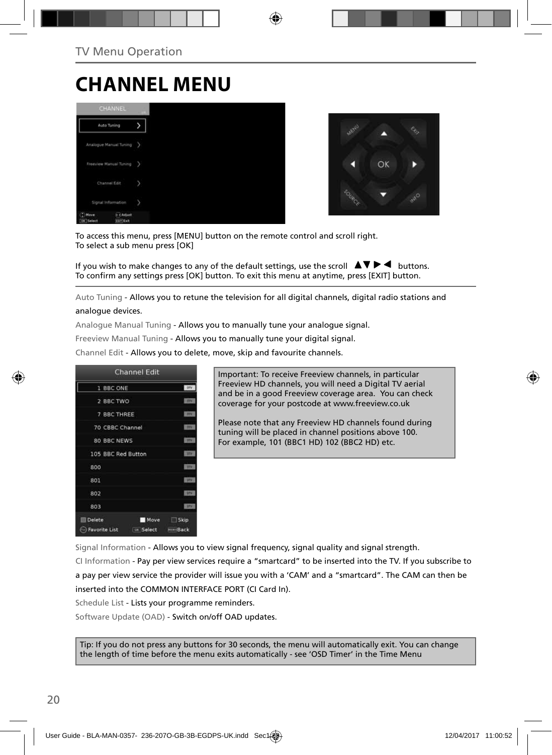TV Menu Operation

# CHANNEL MENU

To access this menu, press [MENU] button on the remote control and scroll right.
To select a sub menu press [OK]

If you wish to make changes to any of the default settings, use the scroll ▲▼▶◀ buttons.
To confirm any settings press [OK] button. To exit this menu at anytime, press [EXIT] button.

Auto Tuning - Allows you to retune the television for all digital channels, digital radio stations and analogue devices.

Analogue Manual Tuning - Allows you to manually tune your analogue signal.

Freeview Manual Tuning - Allows you to manually tune your digital signal.

Channel Edit - Allows you to delete, move, skip and favourite channels.

Important: To receive Freeview channels, in particular Freeview HD channels, you will need a Digital TV aerial and be in a good Freeview coverage area. You can check coverage for your postcode at www.freeview.co.uk

Please note that any Freeview HD channels found during tuning will be placed in channel positions above 100. For example, 101 (BBC1 HD) 102 (BBC2 HD) etc.

Signal Information - Allows you to view signal frequency, signal quality and signal strength.

CI Information - Pay per view services require a “smartcard” to be inserted into the TV. If you subscribe to a pay per view service the provider will issue you with a ‘CAM’ and a “smartcard”. The CAM can then be inserted into the COMMON INTERFACE PORT (CI Card In).

Schedule List - Lists your programme reminders.

Software Update (OAD) - Switch on/off OAD updates.

Tip: If you do not press any buttons for 30 seconds, the menu will automatically exit. You can change the length of time before the menu exits automatically - see ‘OSD Timer’ in the Time Menu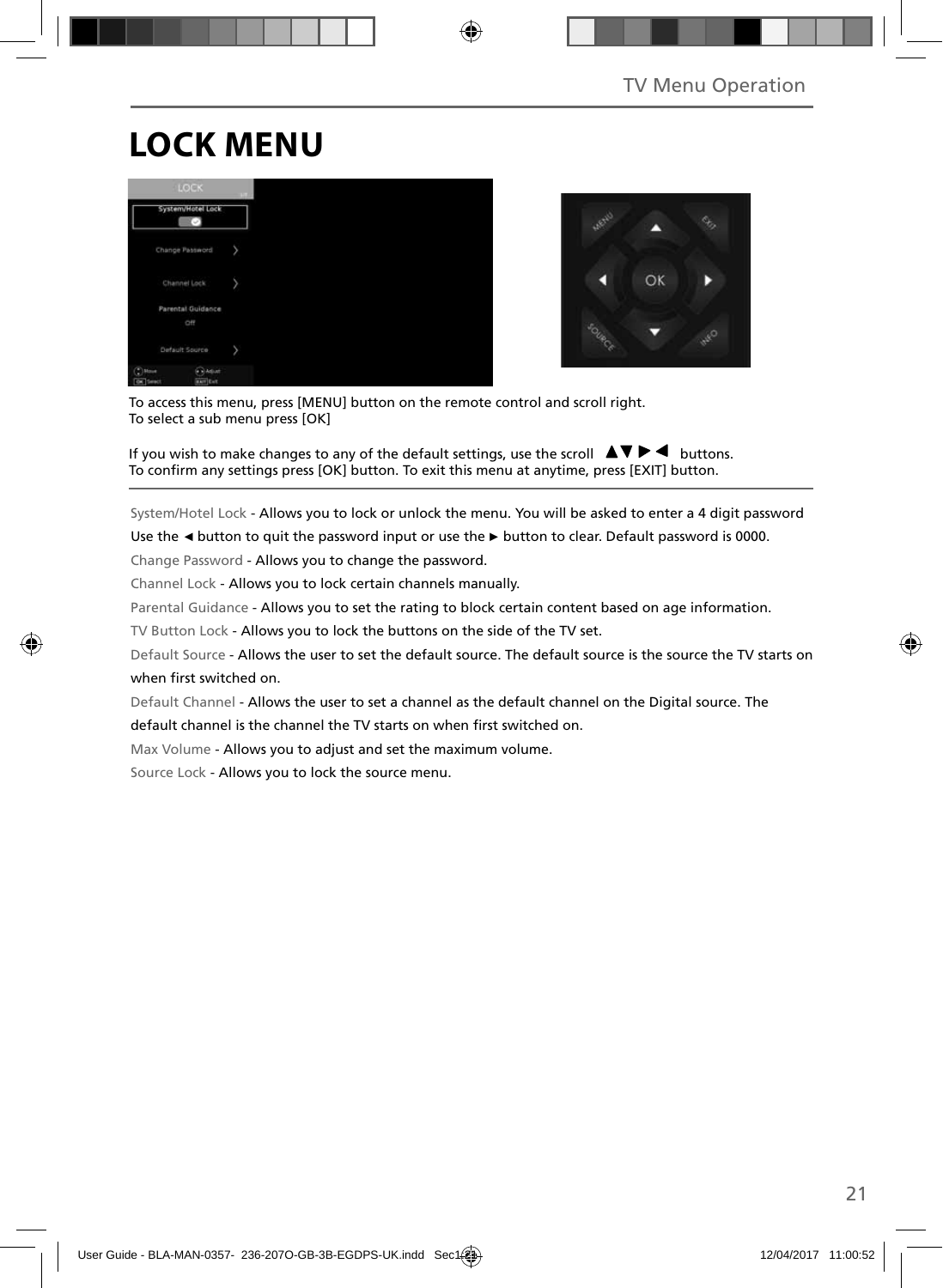# LOCK MENU

To access this menu, press [MENU] button on the remote control and scroll right.
To select a sub menu press [OK]

If you wish to make changes to any of the default settings, use the scroll ▲▼ ▶ ◀ buttons.
To confirm any settings press [OK] button. To exit this menu at anytime, press [EXIT] button.

System/Hotel Lock - Allows you to lock or unlock the menu. You will be asked to enter a 4 digit password Use the ◄ button to quit the password input or use the ► button to clear. Default password is 0000.

Change Password - Allows you to change the password.

Channel Lock - Allows you to lock certain channels manually.

Parental Guidance - Allows you to set the rating to block certain content based on age information.

TV Button Lock - Allows you to lock the buttons on the side of the TV set.

Default Source - Allows the user to set the default source. The default source is the source the TV starts on when first switched on.

Default Channel - Allows the user to set a channel as the default channel on the Digital source. The default channel is the channel the TV starts on when first switched on.

Max Volume - Allows you to adjust and set the maximum volume.

Source Lock - Allows you to lock the source menu.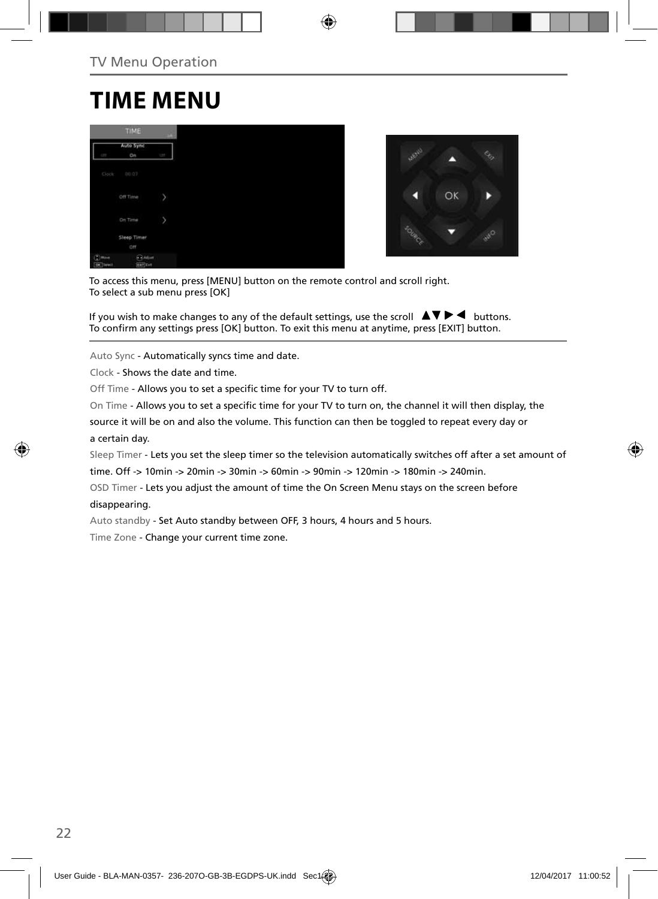## TIME MENU

To access this menu, press [MENU] button on the remote control and scroll right.
To select a sub menu press [OK]

If you wish to make changes to any of the default settings, use the scroll ▲▼▶◀ buttons.
To confirm any settings press [OK] button. To exit this menu at anytime, press [EXIT] button.

Auto Sync - Automatically syncs time and date.

Clock - Shows the date and time.

Off Time - Allows you to set a specific time for your TV to turn off.

On Time - Allows you to set a specific time for your TV to turn on, the channel it will then display, the source it will be on and also the volume. This function can then be toggled to repeat every day or a certain day.

Sleep Timer - Lets you set the sleep timer so the television automatically switches off after a set amount of time. Off -> 10min -> 20min -> 30min -> 60min -> 90min -> 120min -> 180min -> 240min.

OSD Timer - Lets you adjust the amount of time the On Screen Menu stays on the screen before disappearing.

Auto standby - Set Auto standby between OFF, 3 hours, 4 hours and 5 hours.

Time Zone - Change your current time zone.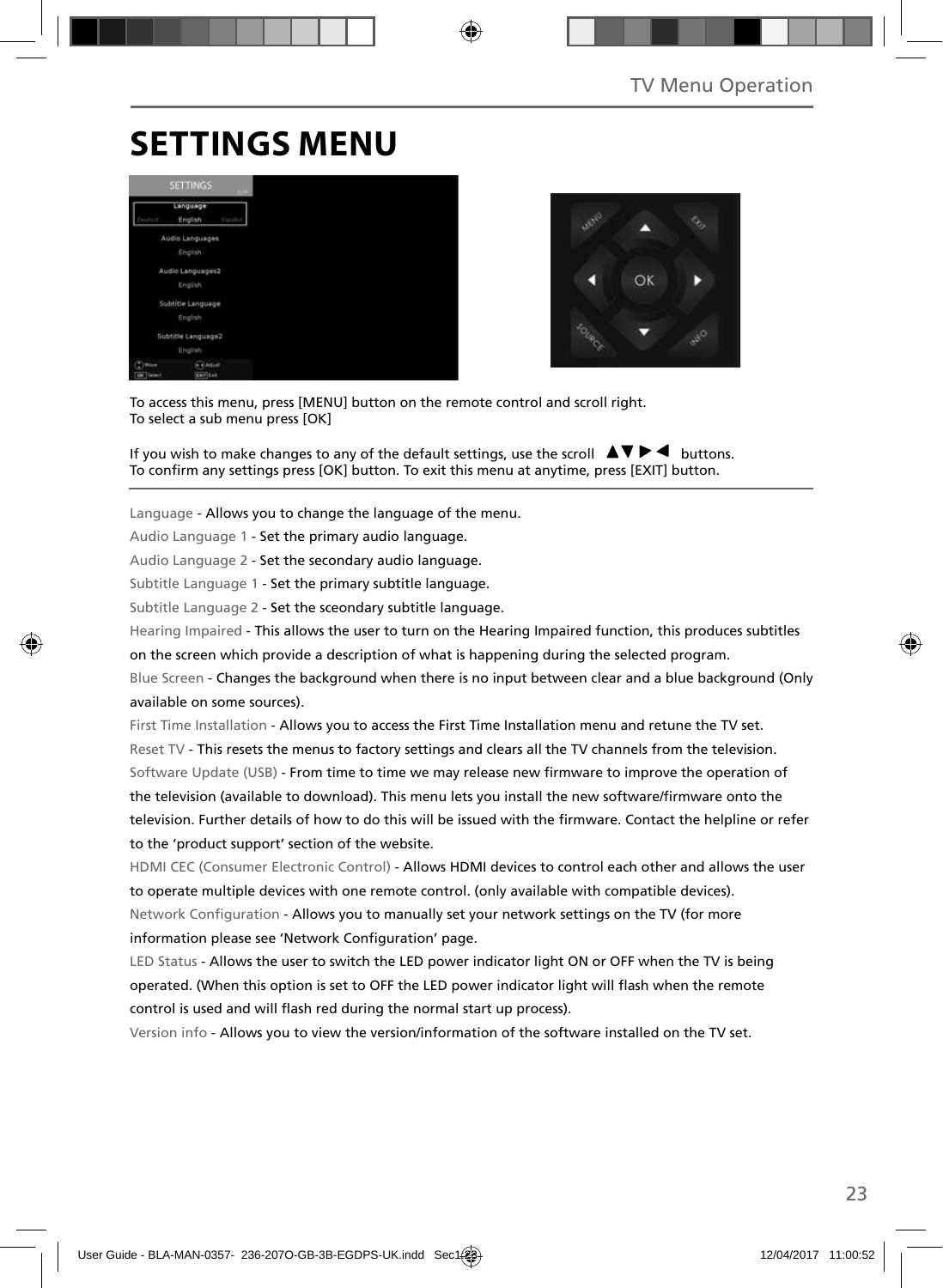# SETTINGS MENU

To access this menu, press [MENU] button on the remote control and scroll right.
To select a sub menu press [OK]

If you wish to make changes to any of the default settings, use the scroll ▲▼▶◀ buttons.
To confirm any settings press [OK] button. To exit this menu at anytime, press [EXIT] button.

Language - Allows you to change the language of the menu.

Audio Language 1 - Set the primary audio language.

Audio Language 2 - Set the secondary audio language.

Subtitle Language 1 - Set the primary subtitle language.

Subtitle Language 2 - Set the sceondary subtitle language.

Hearing Impaired - This allows the user to turn on the Hearing Impaired function, this produces subtitles on the screen which provide a description of what is happening during the selected program.

Blue Screen - Changes the background when there is no input between clear and a blue background (Only available on some sources).

First Time Installation - Allows you to access the First Time Installation menu and retune the TV set.

Reset TV - This resets the menus to factory settings and clears all the TV channels from the television.

Software Update (USB) - From time to time we may release new firmware to improve the operation of the television (available to download). This menu lets you install the new software/firmware onto the television. Further details of how to do this will be issued with the firmware. Contact the helpline or refer to the 'product support' section of the website.

HDMI CEC (Consumer Electronic Control) - Allows HDMI devices to control each other and allows the user to operate multiple devices with one remote control. (only available with compatible devices).

Network Configuration - Allows you to manually set your network settings on the TV (for more information please see 'Network Configuration' page.

LED Status - Allows the user to switch the LED power indicator light ON or OFF when the TV is being operated. (When this option is set to OFF the LED power indicator light will flash when the remote control is used and will flash red during the normal start up process).

Version info - Allows you to view the version/information of the software installed on the TV set.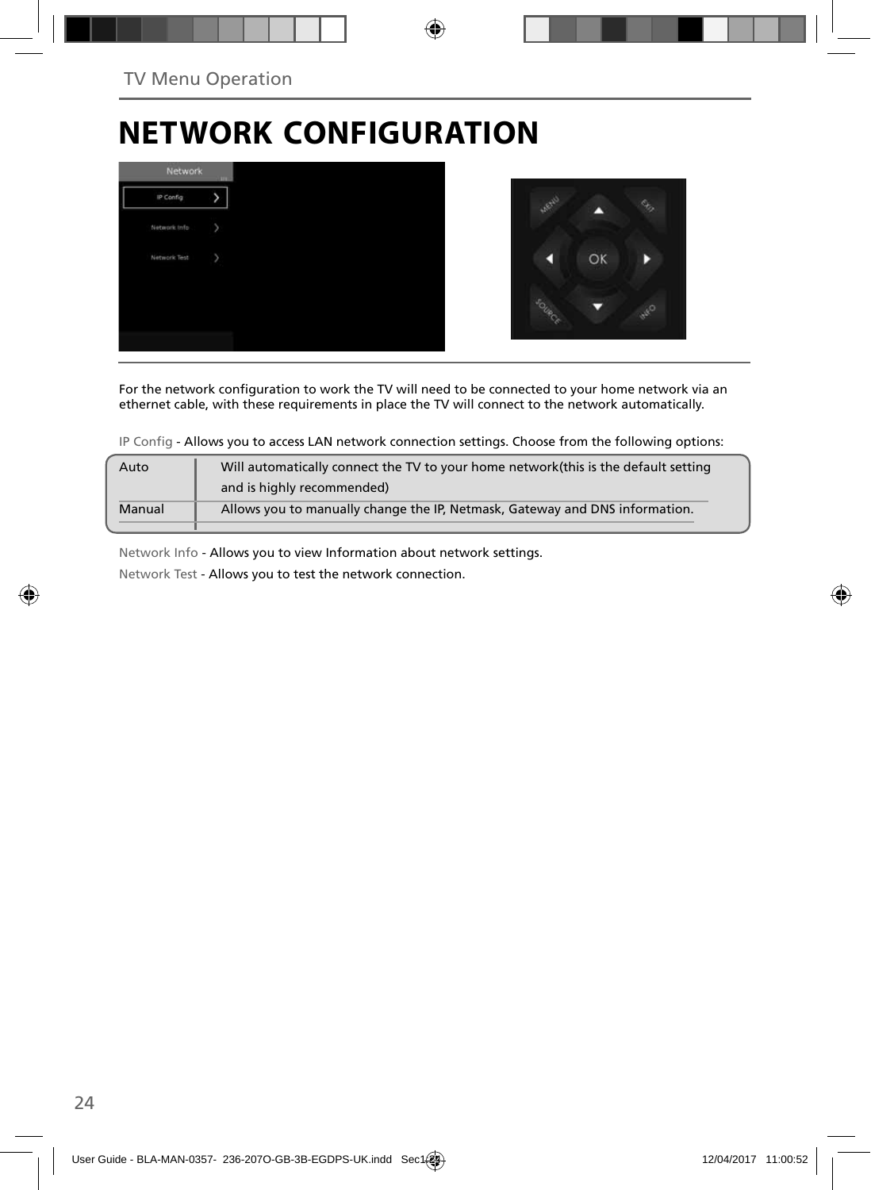# NETWORK CONFIGURATION

For the network configuration to work the TV will need to be connected to your home network via an ethernet cable, with these requirements in place the TV will connect to the network automatically.

IP Config - Allows you to access LAN network connection settings. Choose from the following options:

| Auto | Will automatically connect the TV to your home network(this is the default setting and is highly recommended) |
|---|---|
| Manual | Allows you to manually change the IP, Netmask, Gateway and DNS information. |

Network Info - Allows you to view Information about network settings.

Network Test - Allows you to test the network connection.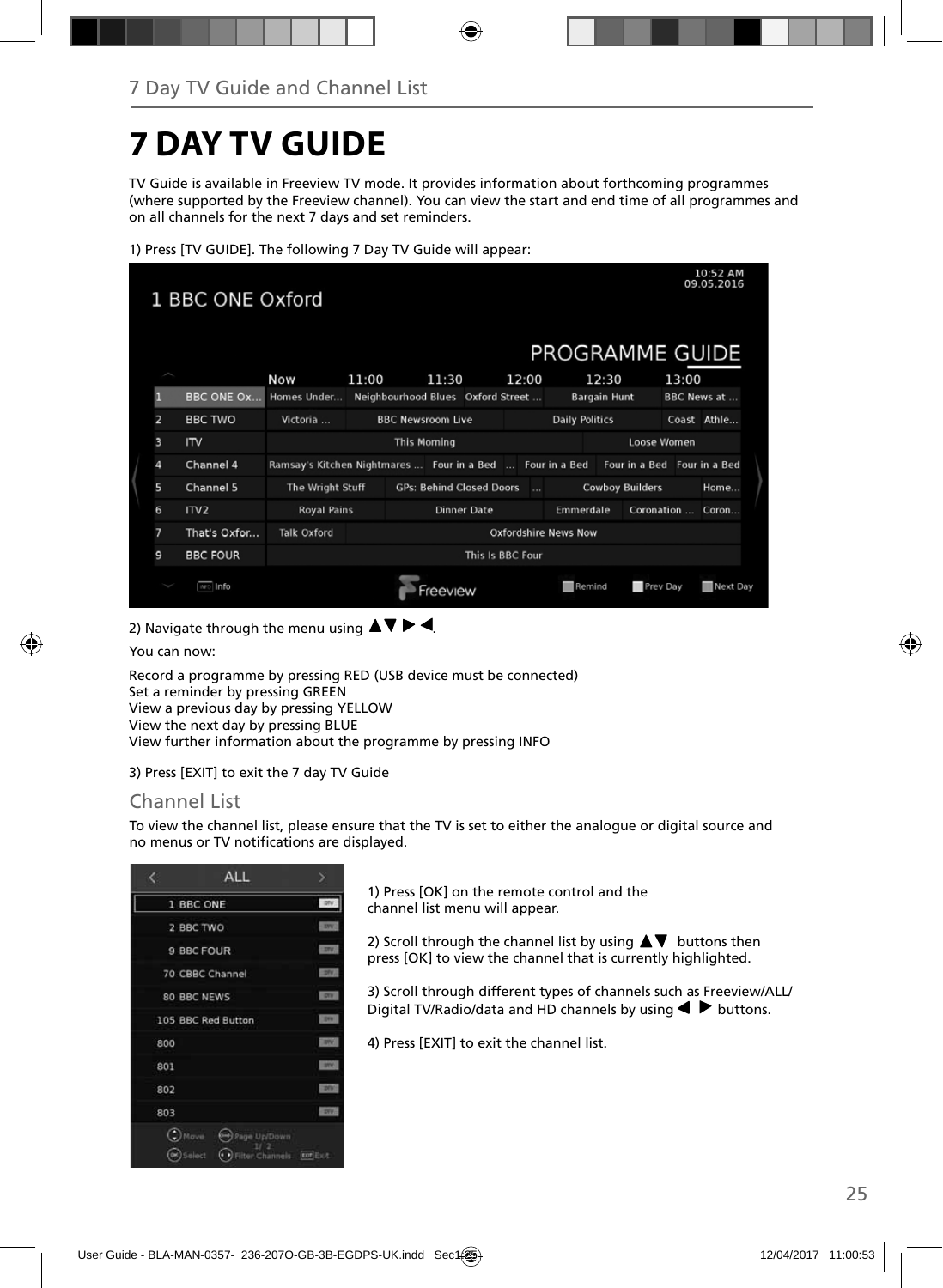# 7 DAY TV GUIDE

TV Guide is available in Freeview TV mode. It provides information about forthcoming programmes (where supported by the Freeview channel). You can view the start and end time of all programmes and on all channels for the next 7 days and set reminders.

1) Press [TV GUIDE]. The following 7 Day TV Guide will appear:

2) Navigate through the menu using ▲▼▶◀.

You can now:

Record a programme by pressing RED (USB device must be connected)
Set a reminder by pressing GREEN
View a previous day by pressing YELLOW
View the next day by pressing BLUE
View further information about the programme by pressing INFO

3) Press [EXIT] to exit the 7 day TV Guide

## Channel List

To view the channel list, please ensure that the TV is set to either the analogue or digital source and no menus or TV notifications are displayed.

1) Press [OK] on the remote control and the channel list menu will appear.

2) Scroll through the channel list by using ▲▼ buttons then press [OK] to view the channel that is currently highlighted.

3) Scroll through different types of channels such as Freeview/ALL/ Digital TV/Radio/data and HD channels by using ◀ ▶ buttons.

4) Press [EXIT] to exit the channel list.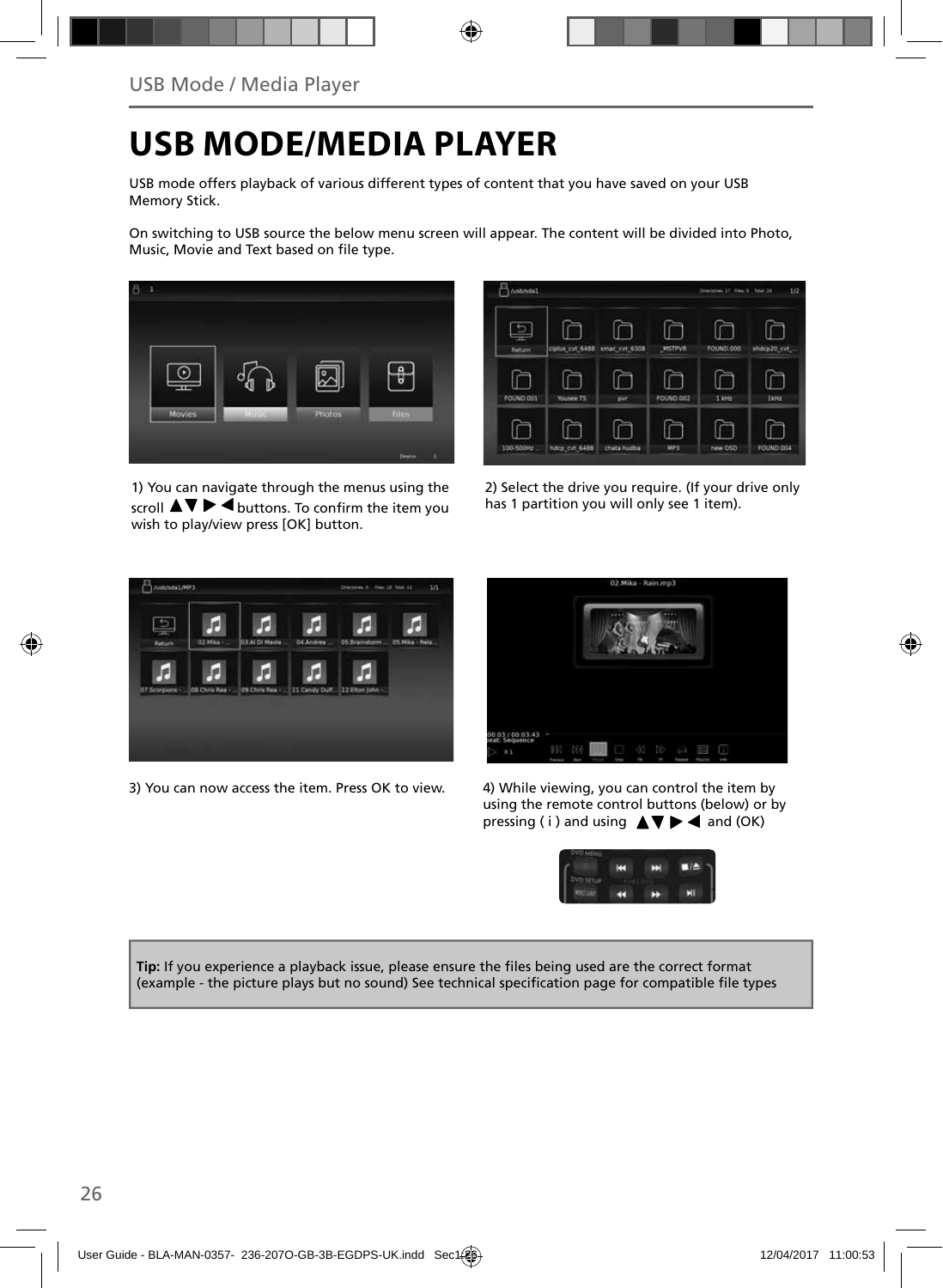# USB MODE/MEDIA PLAYER

USB mode offers playback of various different types of content that you have saved on your USB Memory Stick.

On switching to USB source the below menu screen will appear. The content will be divided into Photo, Music, Movie and Text based on file type.

1) You can navigate through the menus using the scroll ▲▼ ▶ ◀ buttons. To confirm the item you wish to play/view press [OK] button.

2) Select the drive you require. (If your drive only has 1 partition you will only see 1 item).

3) You can now access the item. Press OK to view.

4) While viewing, you can control the item by using the remote control buttons (below) or by pressing ( i ) and using ▲▼ ▶ ◀ and (OK)

**Tip:** If you experience a playback issue, please ensure the files being used are the correct format (example - the picture plays but no sound) See technical specification page for compatible file types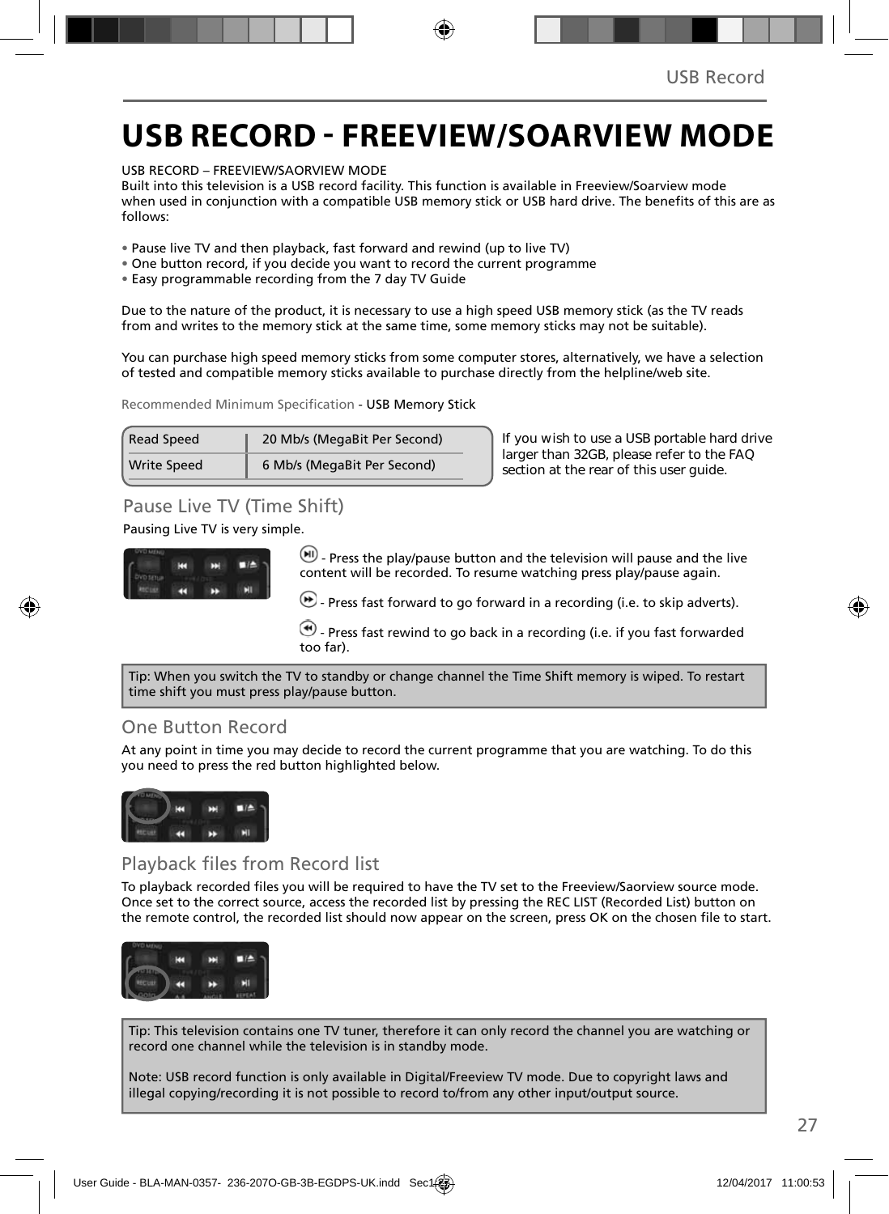# USB RECORD - FREEVIEW/SOARVIEW MODE

USB RECORD – FREEVIEW/SAORVIEW MODE
Built into this television is a USB record facility. This function is available in Freeview/Soarview mode when used in conjunction with a compatible USB memory stick or USB hard drive. The benefits of this are as follows:

- Pause live TV and then playback, fast forward and rewind (up to live TV)
- One button record, if you decide you want to record the current programme
- Easy programmable recording from the 7 day TV Guide

Due to the nature of the product, it is necessary to use a high speed USB memory stick (as the TV reads from and writes to the memory stick at the same time, some memory sticks may not be suitable).

You can purchase high speed memory sticks from some computer stores, alternatively, we have a selection of tested and compatible memory sticks available to purchase directly from the helpline/web site.

Recommended Minimum Specification - USB Memory Stick

| Read Speed | 20 Mb/s (MegaBit Per Second) |
|---|---|
| Write Speed | 6 Mb/s (MegaBit Per Second) |

If you wish to use a USB portable hard drive larger than 32GB, please refer to the FAQ section at the rear of this user guide.

## Pause Live TV (Time Shift)

Pausing Live TV is very simple.

- Press the play/pause button and the television will pause and the live content will be recorded. To resume watching press play/pause again.

- Press fast forward to go forward in a recording (i.e. to skip adverts).

- Press fast rewind to go back in a recording (i.e. if you fast forwarded too far).

Tip: When you switch the TV to standby or change channel the Time Shift memory is wiped. To restart time shift you must press play/pause button.

## One Button Record

At any point in time you may decide to record the current programme that you are watching. To do this you need to press the red button highlighted below.

## Playback files from Record list

To playback recorded files you will be required to have the TV set to the Freeview/Saorview source mode. Once set to the correct source, access the recorded list by pressing the REC LIST (Recorded List) button on the remote control, the recorded list should now appear on the screen, press OK on the chosen file to start.

Tip: This television contains one TV tuner, therefore it can only record the channel you are watching or record one channel while the television is in standby mode.

Note: USB record function is only available in Digital/Freeview TV mode. Due to copyright laws and illegal copying/recording it is not possible to record to/from any other input/output source.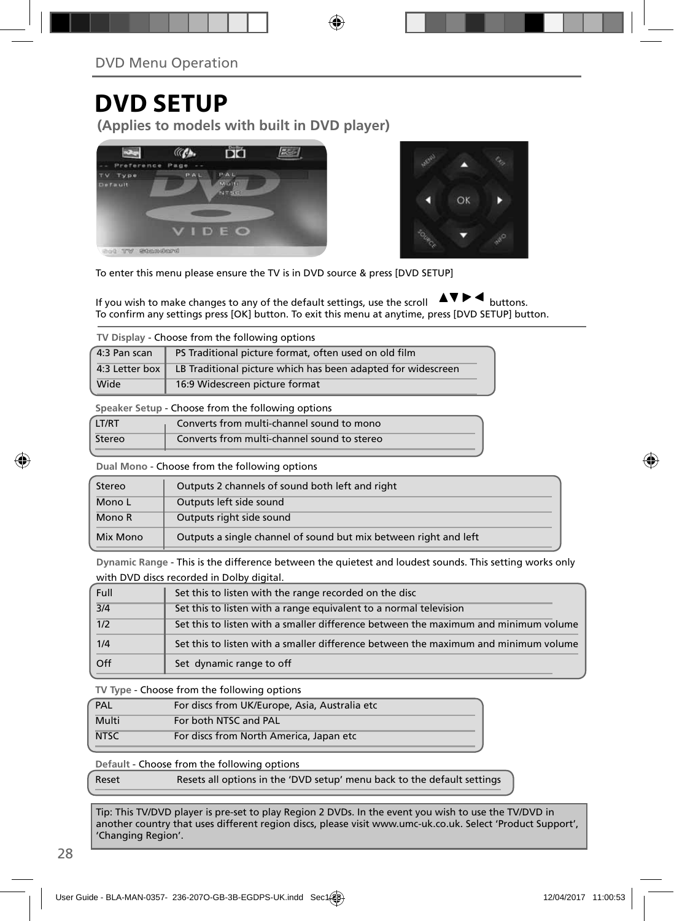## DVD Menu Operation

# DVD SETUP

**(Applies to models with built in DVD player)**

To enter this menu please ensure the TV is in DVD source & press [DVD SETUP]

If you wish to make changes to any of the default settings, use the scroll ▲▼▶◀ buttons.
To confirm any settings press [OK] button. To exit this menu at anytime, press [DVD SETUP] button.

**TV Display** - Choose from the following options

| | |
|---|---|
| 4:3 Pan scan | PS Traditional picture format, often used on old film |
| 4:3 Letter box | LB Traditional picture which has been adapted for widescreen |
| Wide | 16:9 Widescreen picture format |

**Speaker Setup** - Choose from the following options

| | |
|---|---|
| LT/RT | Converts from multi-channel sound to mono |
| Stereo | Converts from multi-channel sound to stereo |

**Dual Mono** - Choose from the following options

| | |
|---|---|
| Stereo | Outputs 2 channels of sound both left and right |
| Mono L | Outputs left side sound |
| Mono R | Outputs right side sound |
| Mix Mono | Outputs a single channel of sound but mix between right and left |

**Dynamic Range** - This is the difference between the quietest and loudest sounds. This setting works only with DVD discs recorded in Dolby digital.

| | |
|---|---|
| Full | Set this to listen with the range recorded on the disc |
| 3/4 | Set this to listen with a range equivalent to a normal television |
| 1/2 | Set this to listen with a smaller difference between the maximum and minimum volume |
| 1/4 | Set this to listen with a smaller difference between the maximum and minimum volume |
| Off | Set dynamic range to off |

**TV Type** - Choose from the following options

| | |
|---|---|
| PAL | For discs from UK/Europe, Asia, Australia etc |
| Multi | For both NTSC and PAL |
| NTSC | For discs from North America, Japan etc |

**Default** - Choose from the following options

| | |
|---|---|
| Reset | Resets all options in the 'DVD setup' menu back to the default settings |

Tip: This TV/DVD player is pre-set to play Region 2 DVDs. In the event you wish to use the TV/DVD in another country that uses different region discs, please visit www.umc-uk.co.uk. Select 'Product Support', 'Changing Region'.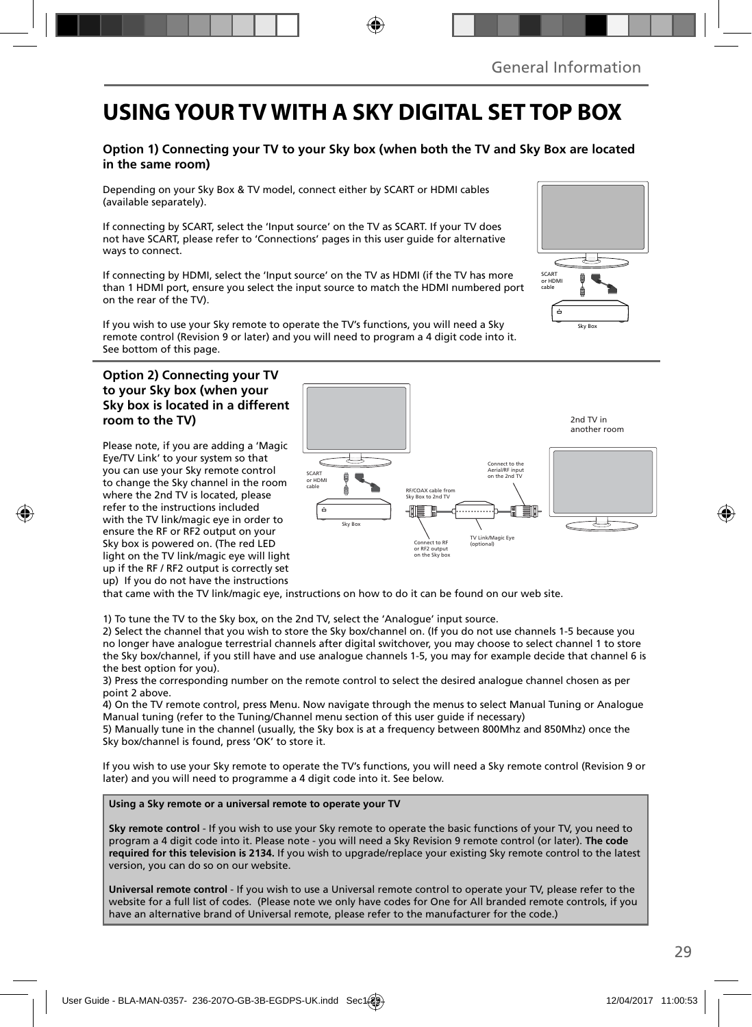# USING YOUR TV WITH A SKY DIGITAL SET TOP BOX

### Option 1) Connecting your TV to your Sky box (when both the TV and Sky Box are located in the same room)

Depending on your Sky Box & TV model, connect either by SCART or HDMI cables (available separately).

If connecting by SCART, select the 'Input source' on the TV as SCART. If your TV does not have SCART, please refer to 'Connections' pages in this user guide for alternative ways to connect.

If connecting by HDMI, select the 'Input source' on the TV as HDMI (if the TV has more than 1 HDMI port, ensure you select the input source to match the HDMI numbered port on the rear of the TV).

If you wish to use your Sky remote to operate the TV's functions, you will need a Sky remote control (Revision 9 or later) and you will need to program a 4 digit code into it. See bottom of this page.

SCART or HDMI cable

Sky Box

### Option 2) Connecting your TV to your Sky box (when your Sky box is located in a different room to the TV)

Please note, if you are adding a 'Magic Eye/TV Link' to your system so that you can use your Sky remote control to change the Sky channel in the room where the 2nd TV is located, please refer to the instructions included with the TV link/magic eye in order to ensure the RF or RF2 output on your Sky box is powered on. (The red LED light on the TV link/magic eye will light up if the RF / RF2 output is correctly set up) If you do not have the instructions that came with the TV link/magic eye, instructions on how to do it can be found on our web site.

2nd TV in another room

SCART or HDMI cable

Connect to the Aerial/RF input on the 2nd TV

RF/COAX cable from Sky Box to 2nd TV

Sky Box

Connect to RF or RF2 output on the Sky box

TV Link/Magic Eye (optional)

1) To tune the TV to the Sky box, on the 2nd TV, select the 'Analogue' input source.
2) Select the channel that you wish to store the Sky box/channel on. (If you do not use channels 1-5 because you no longer have analogue terrestrial channels after digital switchover, you may choose to select channel 1 to store the Sky box/channel, if you still have and use analogue channels 1-5, you may for example decide that channel 6 is the best option for you).
3) Press the corresponding number on the remote control to select the desired analogue channel chosen as per point 2 above.
4) On the TV remote control, press Menu. Now navigate through the menus to select Manual Tuning or Analogue Manual tuning (refer to the Tuning/Channel menu section of this user guide if necessary)
5) Manually tune in the channel (usually, the Sky box is at a frequency between 800Mhz and 850Mhz) once the Sky box/channel is found, press 'OK' to store it.

If you wish to use your Sky remote to operate the TV's functions, you will need a Sky remote control (Revision 9 or later) and you will need to programme a 4 digit code into it. See below.

**Using a Sky remote or a universal remote to operate your TV**

**Sky remote control** - If you wish to use your Sky remote to operate the basic functions of your TV, you need to program a 4 digit code into it. Please note - you will need a Sky Revision 9 remote control (or later). **The code required for this television is 2134.** If you wish to upgrade/replace your existing Sky remote control to the latest version, you can do so on our website.

**Universal remote control** - If you wish to use a Universal remote control to operate your TV, please refer to the website for a full list of codes. (Please note we only have codes for One for All branded remote controls, if you have an alternative brand of Universal remote, please refer to the manufacturer for the code.)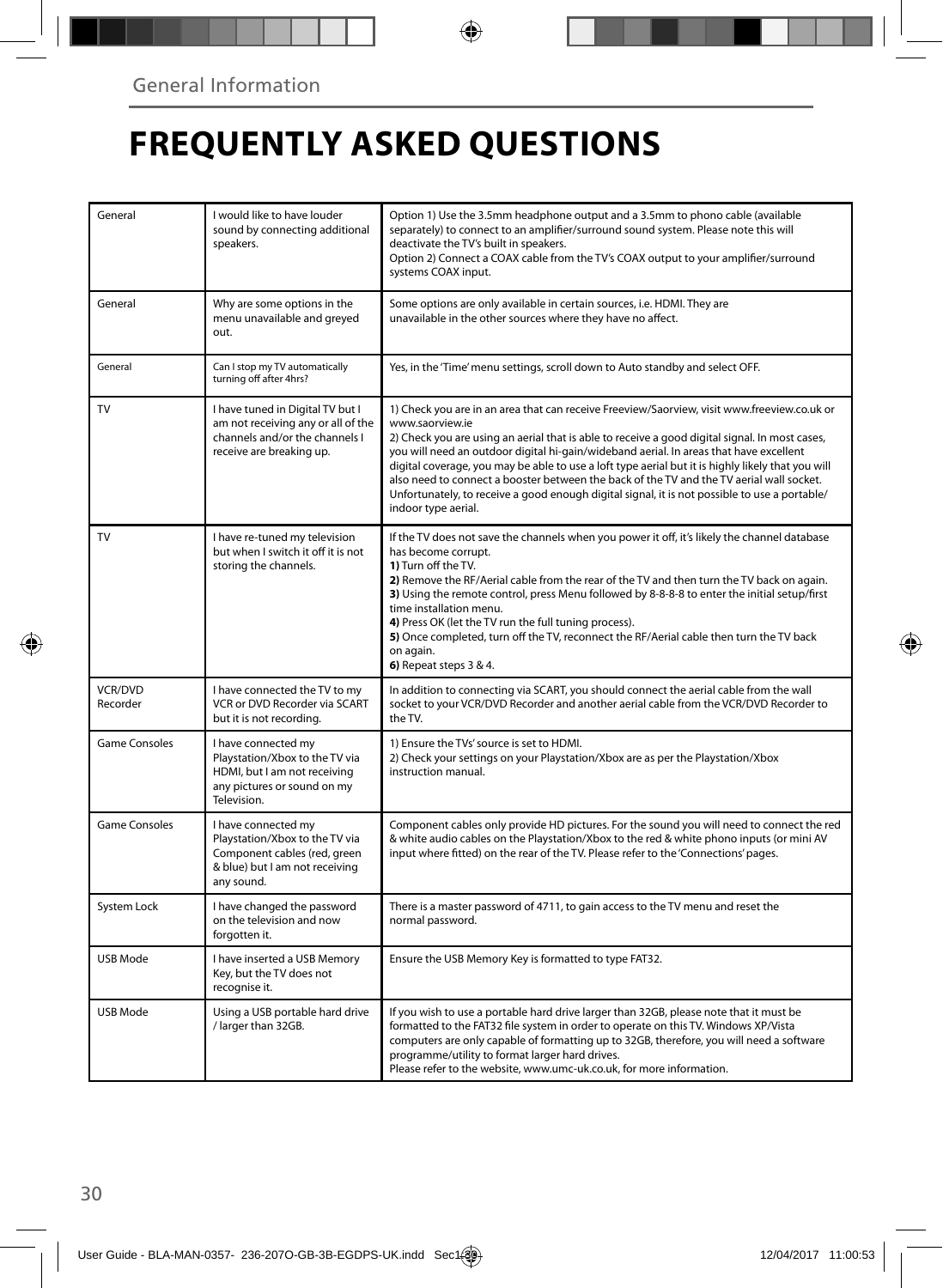General Information

# FREQUENTLY ASKED QUESTIONS

| | | |
|---|---|---|
| General | I would like to have louder sound by connecting additional speakers. | Option 1) Use the 3.5mm headphone output and a 3.5mm to phono cable (available separately) to connect to an amplifier/surround sound system. Please note this will deactivate the TV's built in speakers.<br>Option 2) Connect a COAX cable from the TV's COAX output to your amplifier/surround systems COAX input. |
| General | Why are some options in the menu unavailable and greyed out. | Some options are only available in certain sources, i.e. HDMI. They are unavailable in the other sources where they have no affect. |
| General | Can I stop my TV automatically turning off after 4hrs? | Yes, in the 'Time' menu settings, scroll down to Auto standby and select OFF. |
| TV | I have tuned in Digital TV but I am not receiving any or all of the channels and/or the channels I receive are breaking up. | 1) Check you are in an area that can receive Freeview/Saorview, visit www.freeview.co.uk or www.saorview.ie<br>2) Check you are using an aerial that is able to receive a good digital signal. In most cases, you will need an outdoor digital hi-gain/wideband aerial. In areas that have excellent digital coverage, you may be able to use a loft type aerial but it is highly likely that you will also need to connect a booster between the back of the TV and the TV aerial wall socket. Unfortunately, to receive a good enough digital signal, it is not possible to use a portable/indoor type aerial. |
| TV | I have re-tuned my television but when I switch it off it is not storing the channels. | If the TV does not save the channels when you power it off, it's likely the channel database has become corrupt.<br>**1)** Turn off the TV.<br>**2)** Remove the RF/Aerial cable from the rear of the TV and then turn the TV back on again.<br>**3)** Using the remote control, press Menu followed by 8-8-8-8 to enter the initial setup/first time installation menu.<br>**4)** Press OK (let the TV run the full tuning process).<br>**5)** Once completed, turn off the TV, reconnect the RF/Aerial cable then turn the TV back on again.<br>**6)** Repeat steps 3 & 4. |
| VCR/DVD Recorder | I have connected the TV to my VCR or DVD Recorder via SCART but it is not recording. | In addition to connecting via SCART, you should connect the aerial cable from the wall socket to your VCR/DVD Recorder and another aerial cable from the VCR/DVD Recorder to the TV. |
| Game Consoles | I have connected my Playstation/Xbox to the TV via HDMI, but I am not receiving any pictures or sound on my Television. | 1) Ensure the TVs' source is set to HDMI.<br>2) Check your settings on your Playstation/Xbox are as per the Playstation/Xbox instruction manual. |
| Game Consoles | I have connected my Playstation/Xbox to the TV via Component cables (red, green & blue) but I am not receiving any sound. | Component cables only provide HD pictures. For the sound you will need to connect the red & white audio cables on the Playstation/Xbox to the red & white phono inputs (or mini AV input where fitted) on the rear of the TV. Please refer to the 'Connections' pages. |
| System Lock | I have changed the password on the television and now forgotten it. | There is a master password of 4711, to gain access to the TV menu and reset the normal password. |
| USB Mode | I have inserted a USB Memory Key, but the TV does not recognise it. | Ensure the USB Memory Key is formatted to type FAT32. |
| USB Mode | Using a USB portable hard drive / larger than 32GB. | If you wish to use a portable hard drive larger than 32GB, please note that it must be formatted to the FAT32 file system in order to operate on this TV. Windows XP/Vista computers are only capable of formatting up to 32GB, therefore, you will need a software programme/utility to format larger hard drives.<br>Please refer to the website, www.umc-uk.co.uk, for more information. |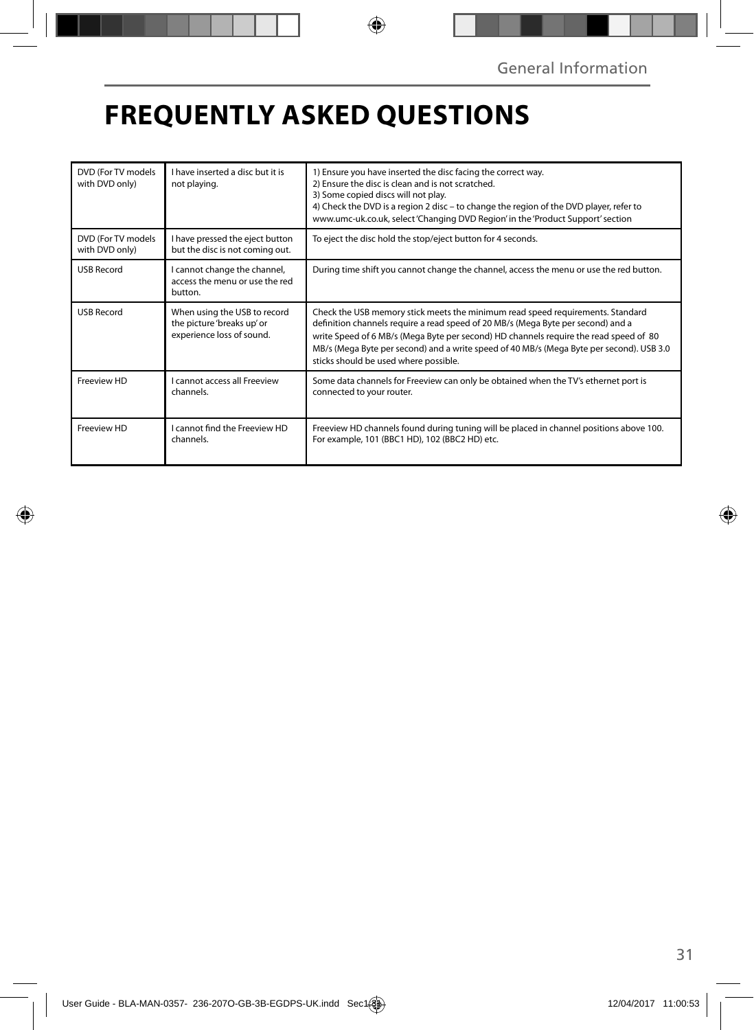# FREQUENTLY ASKED QUESTIONS

| | | |
|---|---|---|
| DVD (For TV models with DVD only) | I have inserted a disc but it is not playing. | 1) Ensure you have inserted the disc facing the correct way.<br>2) Ensure the disc is clean and is not scratched.<br>3) Some copied discs will not play.<br>4) Check the DVD is a region 2 disc – to change the region of the DVD player, refer to www.umc-uk.co.uk, select 'Changing DVD Region' in the 'Product Support' section |
| DVD (For TV models with DVD only) | I have pressed the eject button but the disc is not coming out. | To eject the disc hold the stop/eject button for 4 seconds. |
| USB Record | I cannot change the channel, access the menu or use the red button. | During time shift you cannot change the channel, access the menu or use the red button. |
| USB Record | When using the USB to record the picture 'breaks up' or experience loss of sound. | Check the USB memory stick meets the minimum read speed requirements. Standard definition channels require a read speed of 20 MB/s (Mega Byte per second) and a write Speed of 6 MB/s (Mega Byte per second) HD channels require the read speed of 80 MB/s (Mega Byte per second) and a write speed of 40 MB/s (Mega Byte per second). USB 3.0 sticks should be used where possible. |
| Freeview HD | I cannot access all Freeview channels. | Some data channels for Freeview can only be obtained when the TV's ethernet port is connected to your router. |
| Freeview HD | I cannot find the Freeview HD channels. | Freeview HD channels found during tuning will be placed in channel positions above 100. For example, 101 (BBC1 HD), 102 (BBC2 HD) etc. |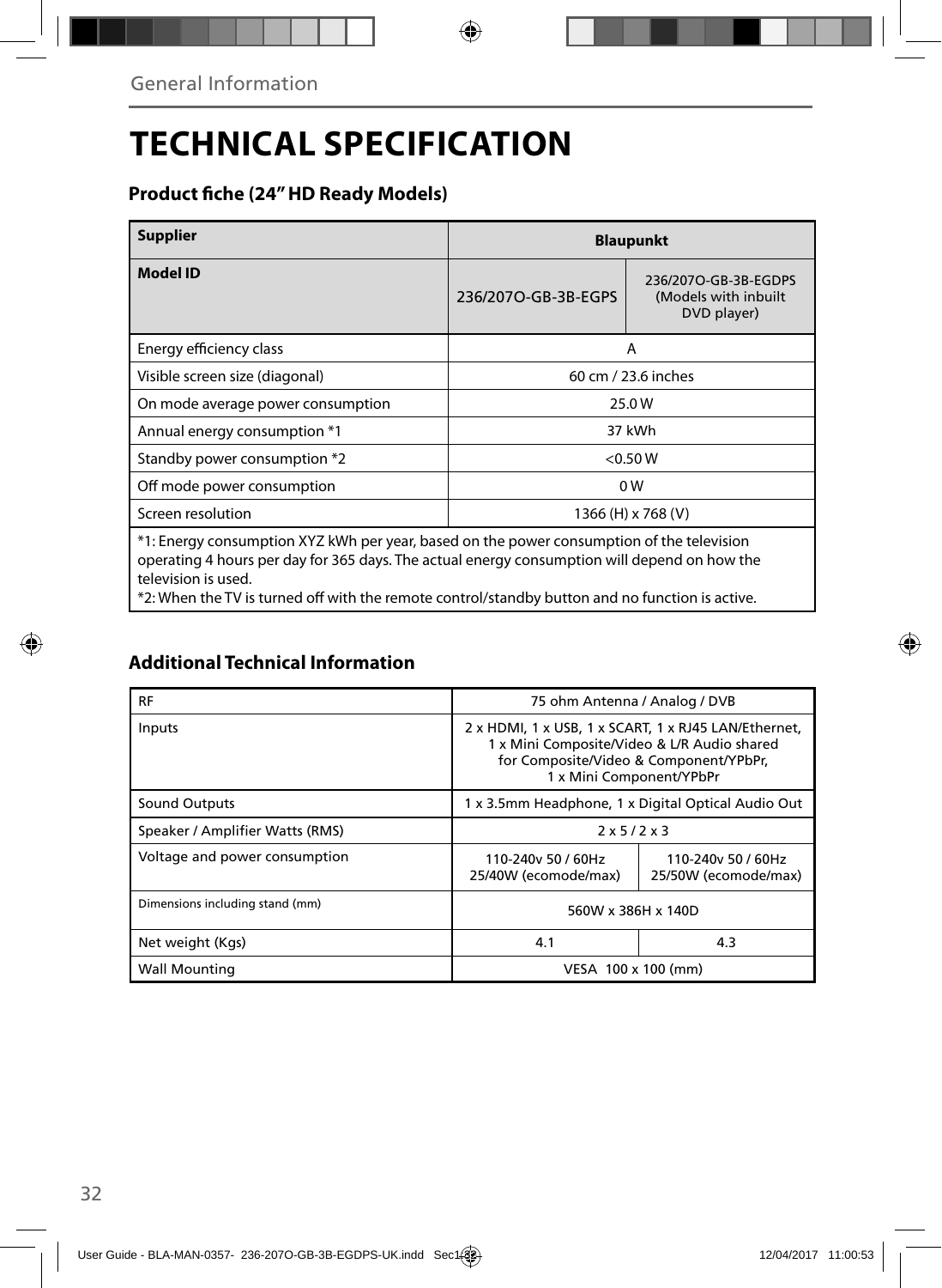General Information

# TECHNICAL SPECIFICATION

### Product fiche (24" HD Ready Models)

| **Supplier** | **Blaupunkt** | |
|---|---|---|
| **Model ID** | 236/207O-GB-3B-EGPS | 236/207O-GB-3B-EGDPS (Models with inbuilt DVD player) |
| Energy efficiency class | A | |
| Visible screen size (diagonal) | 60 cm / 23.6 inches | |
| On mode average power consumption | 25.0 W | |
| Annual energy consumption *1 | 37 kWh | |
| Standby power consumption *2 | <0.50 W | |
| Off mode power consumption | 0 W | |
| Screen resolution | 1366 (H) x 768 (V) | |

*1: Energy consumption XYZ kWh per year, based on the power consumption of the television operating 4 hours per day for 365 days. The actual energy consumption will depend on how the television is used.
*2: When the TV is turned off with the remote control/standby button and no function is active.

### Additional Technical Information

| RF | 75 ohm Antenna / Analog / DVB | |
|---|---|---|
| Inputs | 2 x HDMI, 1 x USB, 1 x SCART, 1 x RJ45 LAN/Ethernet, 1 x Mini Composite/Video & L/R Audio shared for Composite/Video & Component/YPbPr, 1 x Mini Component/YPbPr | |
| Sound Outputs | 1 x 3.5mm Headphone, 1 x Digital Optical Audio Out | |
| Speaker / Amplifier Watts (RMS) | 2 x 5 / 2 x 3 | |
| Voltage and power consumption | 110-240v 50 / 60Hz 25/40W (ecomode/max) | 110-240v 50 / 60Hz 25/50W (ecomode/max) |
| Dimensions including stand (mm) | 560W x 386H x 140D | |
| Net weight (Kgs) | 4.1 | 4.3 |
| Wall Mounting | VESA 100 x 100 (mm) | |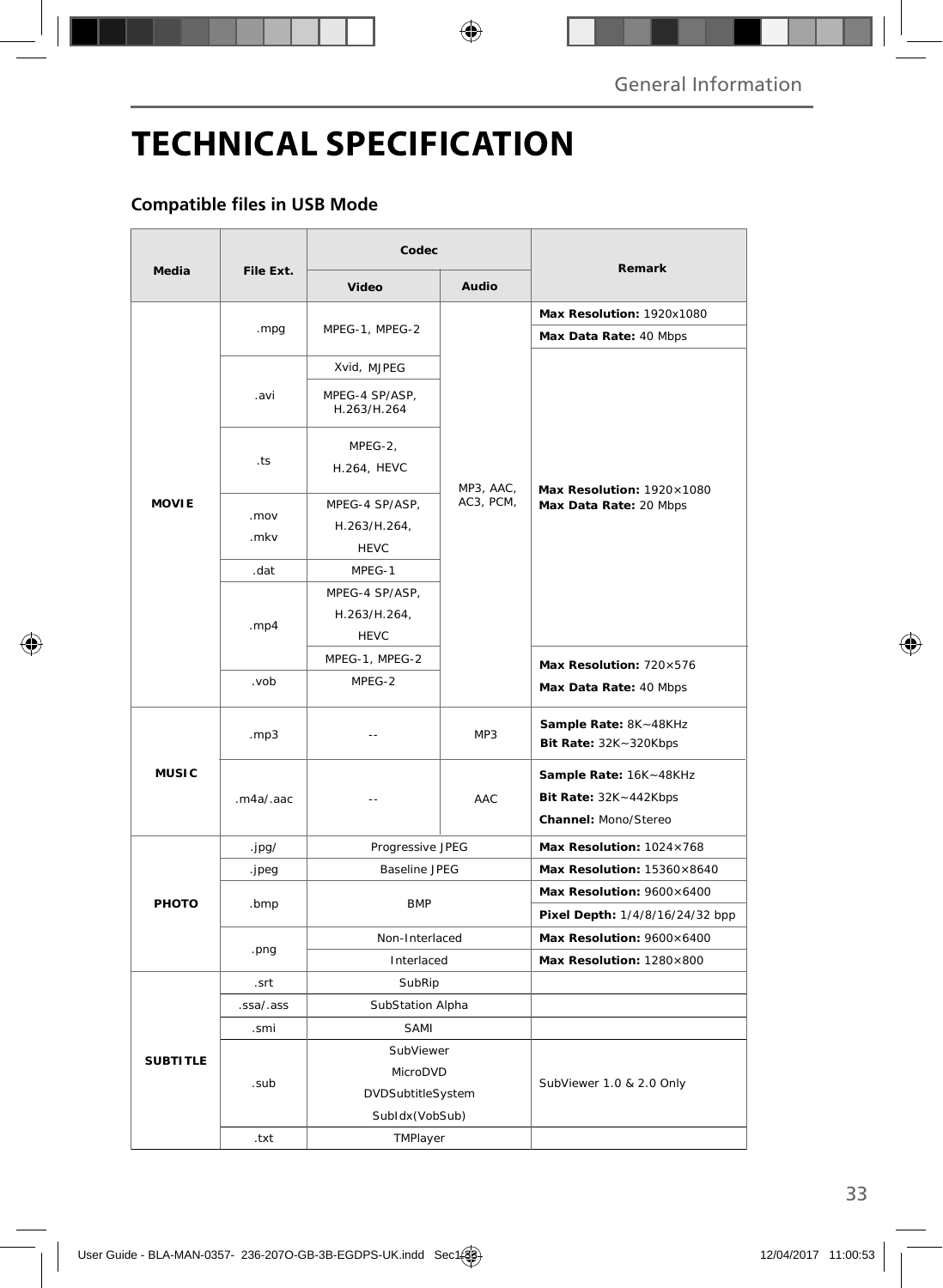# TECHNICAL SPECIFICATION

## Compatible files in USB Mode

| Media | File Ext. | Codec | | Remark |
|---|---|---|---|---|
| | | Video | Audio | |
| MOVIE | .mpg | MPEG-1, MPEG-2 | MP3, AAC, AC3, PCM, | **Max Resolution:** 1920x1080 **Max Data Rate:** 40 Mbps |
| | .avi | Xvid, MJPEG | | **Max Resolution:** 1920×1080 **Max Data Rate:** 20 Mbps |
| | | MPEG-4 SP/ASP, H.263/H.264 | | |
| | .ts | MPEG-2, H.264, HEVC | | |
| | .mov .mkv | MPEG-4 SP/ASP, H.263/H.264, HEVC | | |
| | .dat | MPEG-1 | | |
| | .mp4 | MPEG-4 SP/ASP, H.263/H.264, HEVC | | |
| | | MPEG-1, MPEG-2 | | **Max Resolution:** 720×576 **Max Data Rate:** 40 Mbps |
| | .vob | MPEG-2 | | |
| MUSIC | .mp3 | -- | MP3 | **Sample Rate:** 8K~48KHz **Bit Rate:** 32K~320Kbps |
| | .m4a/.aac | -- | AAC | **Sample Rate:** 16K~48KHz **Bit Rate:** 32K~442Kbps **Channel:** Mono/Stereo |
| PHOTO | .jpg/ | Progressive JPEG | | **Max Resolution:** 1024×768 |
| | .jpeg | Baseline JPEG | | **Max Resolution:** 15360×8640 |
| | .bmp | BMP | | **Max Resolution:** 9600×6400 **Pixel Depth:** 1/4/8/16/24/32 bpp |
| | .png | Non-Interlaced | | **Max Resolution:** 9600×6400 |
| | | Interlaced | | **Max Resolution:** 1280×800 |
| SUBTITLE | .srt | SubRip | | |
| | .ssa/.ass | SubStation Alpha | | |
| | .smi | SAMI | | |
| | .sub | SubViewer MicroDVD DVDSubtitleSystem SubIdx(VobSub) | | SubViewer 1.0 & 2.0 Only |
| | .txt | TMPlayer | | |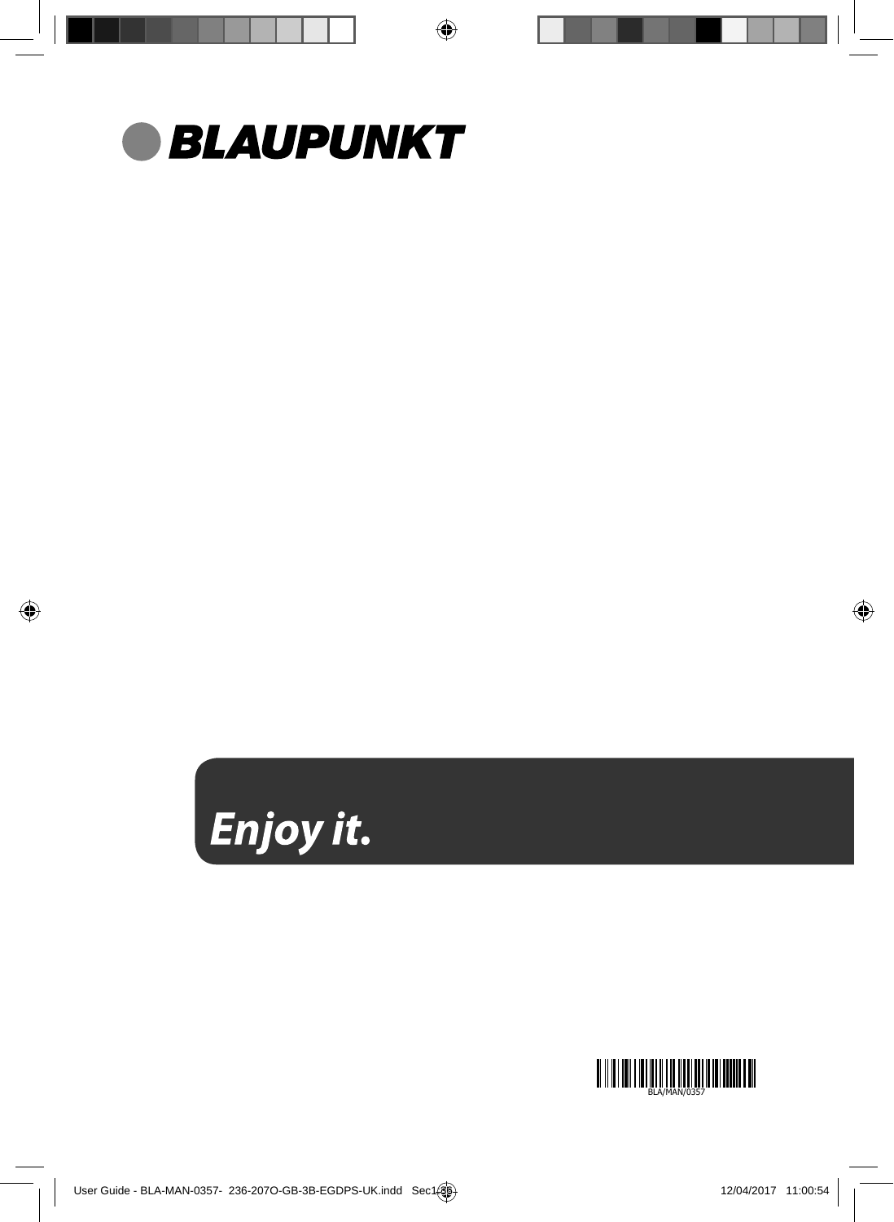BLAUPUNKT

*Enjoy it.*

BLA/MAN/0357